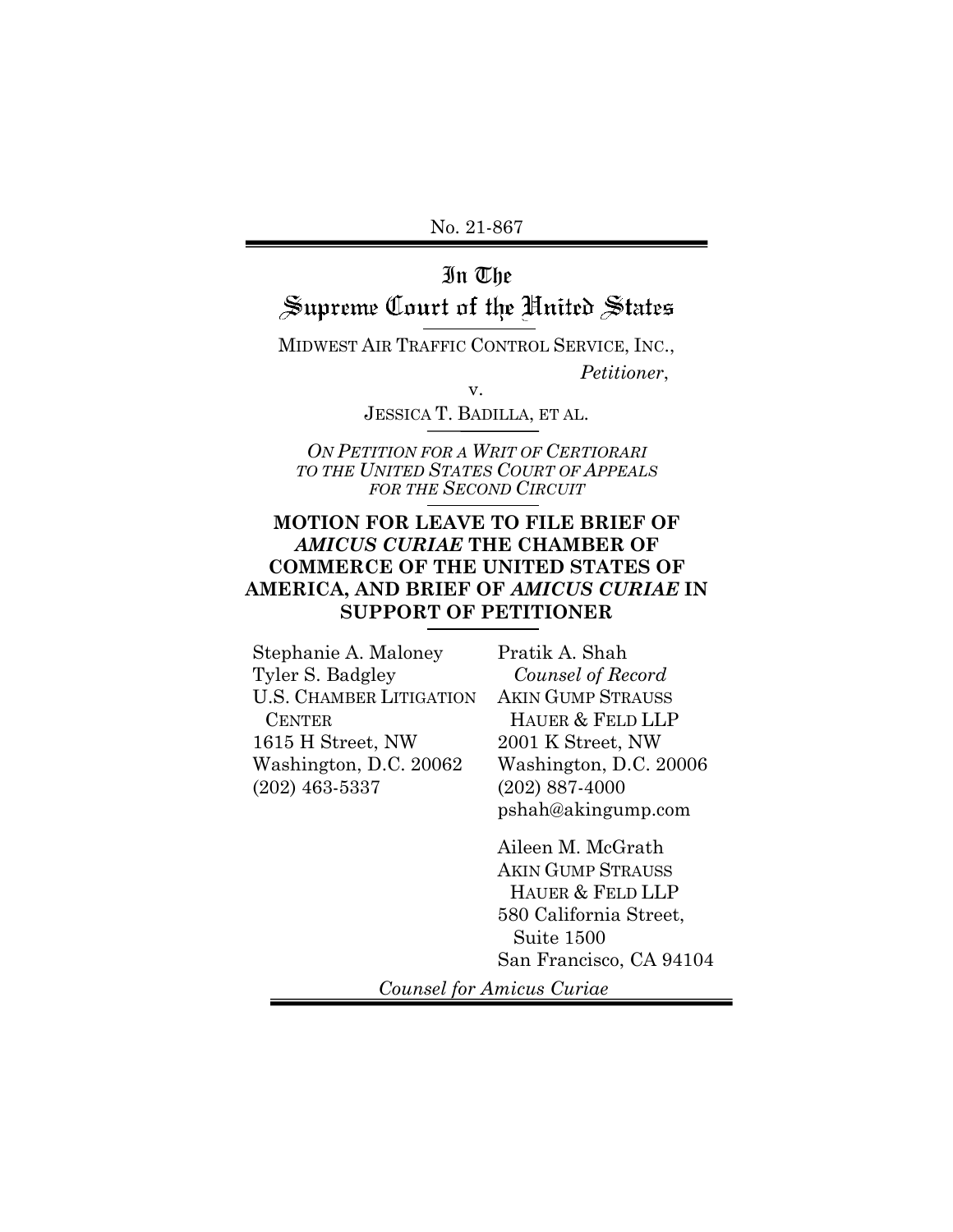No. 21-867

# In The Supreme Court of the United States

MIDWEST AIR TRAFFIC CONTROL SERVICE, INC.,

*Petitioner*,

v.

JESSICA T. BADILLA, ET AL.

*ON PETITION FOR A WRIT OF CERTIORARI TO THE UNITED STATES COURT OF APPEALS FOR THE SECOND CIRCUIT*

## MOTION FOR LEAVE TO FILE BRIEF OF *AMICUS CURIAE* THE CHAMBER OF COMMERCE OF THE UNITED STATES OF AMERICA, AND BRIEF OF *AMICUS CURIAE* IN SUPPORT OF PETITIONER

Stephanie A. Maloney
Tyler S. Badgley
U.S. CHAMBER LITIGATION CENTER
1615 H Street, NW
Washington, D.C. 20062
(202) 463-5337

Pratik A. Shah
*Counsel of Record*
AKIN GUMP STRAUSS HAUER & FELD LLP
2001 K Street, NW
Washington, D.C. 20006
(202) 887-4000
pshah@akingump.com

Aileen M. McGrath
AKIN GUMP STRAUSS HAUER & FELD LLP
580 California Street, Suite 1500
San Francisco, CA 94104

*Counsel for Amicus Curiae*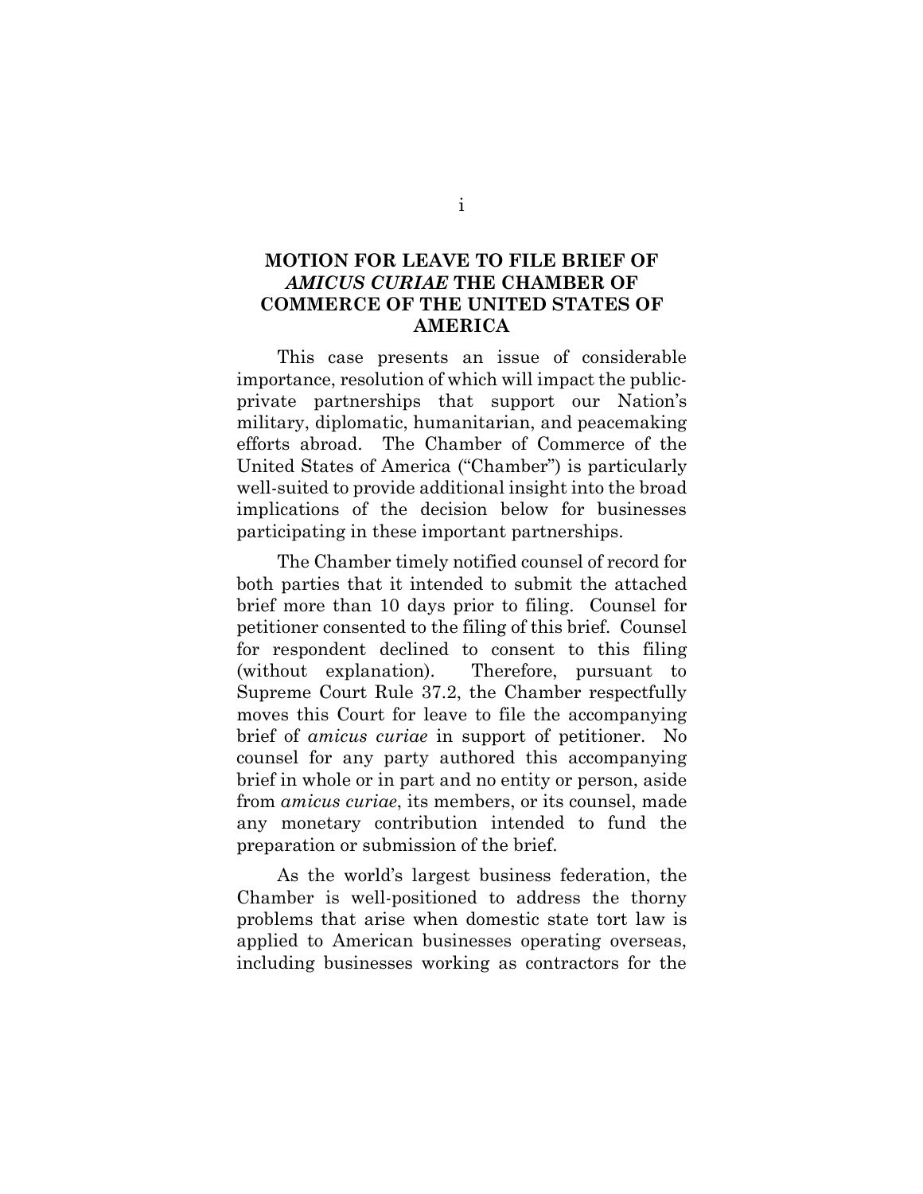## MOTION FOR LEAVE TO FILE BRIEF OF *AMICUS CURIAE* THE CHAMBER OF COMMERCE OF THE UNITED STATES OF AMERICA

This case presents an issue of considerable importance, resolution of which will impact the public-private partnerships that support our Nation's military, diplomatic, humanitarian, and peacemaking efforts abroad. The Chamber of Commerce of the United States of America ("Chamber") is particularly well-suited to provide additional insight into the broad implications of the decision below for businesses participating in these important partnerships.

The Chamber timely notified counsel of record for both parties that it intended to submit the attached brief more than 10 days prior to filing. Counsel for petitioner consented to the filing of this brief. Counsel for respondent declined to consent to this filing (without explanation). Therefore, pursuant to Supreme Court Rule 37.2, the Chamber respectfully moves this Court for leave to file the accompanying brief of *amicus curiae* in support of petitioner. No counsel for any party authored this accompanying brief in whole or in part and no entity or person, aside from *amicus curiae*, its members, or its counsel, made any monetary contribution intended to fund the preparation or submission of the brief.

As the world's largest business federation, the Chamber is well-positioned to address the thorny problems that arise when domestic state tort law is applied to American businesses operating overseas, including businesses working as contractors for the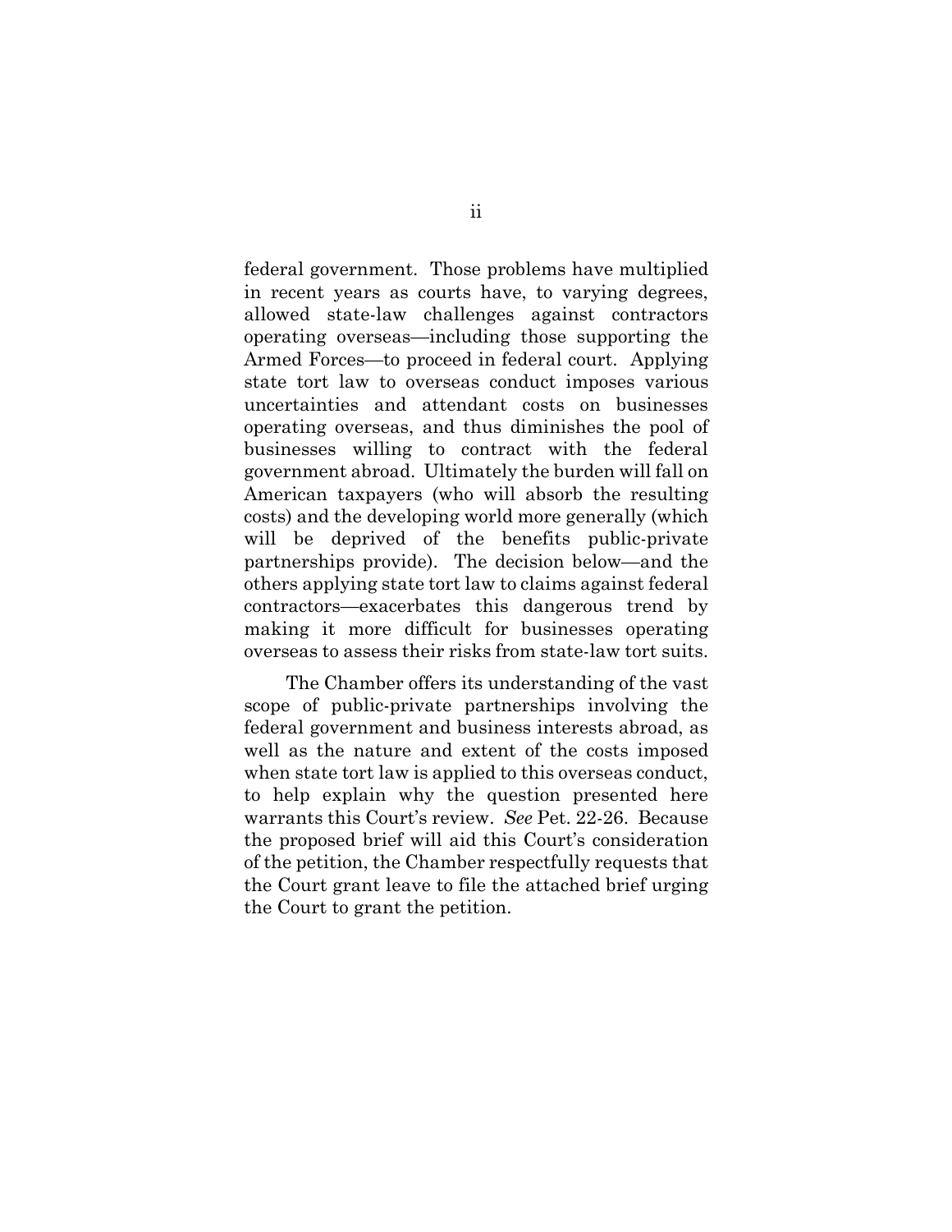federal government. Those problems have multiplied in recent years as courts have, to varying degrees, allowed state-law challenges against contractors operating overseas—including those supporting the Armed Forces—to proceed in federal court. Applying state tort law to overseas conduct imposes various uncertainties and attendant costs on businesses operating overseas, and thus diminishes the pool of businesses willing to contract with the federal government abroad. Ultimately the burden will fall on American taxpayers (who will absorb the resulting costs) and the developing world more generally (which will be deprived of the benefits public-private partnerships provide). The decision below—and the others applying state tort law to claims against federal contractors—exacerbates this dangerous trend by making it more difficult for businesses operating overseas to assess their risks from state-law tort suits.

The Chamber offers its understanding of the vast scope of public-private partnerships involving the federal government and business interests abroad, as well as the nature and extent of the costs imposed when state tort law is applied to this overseas conduct, to help explain why the question presented here warrants this Court's review. *See* Pet. 22-26. Because the proposed brief will aid this Court's consideration of the petition, the Chamber respectfully requests that the Court grant leave to file the attached brief urging the Court to grant the petition.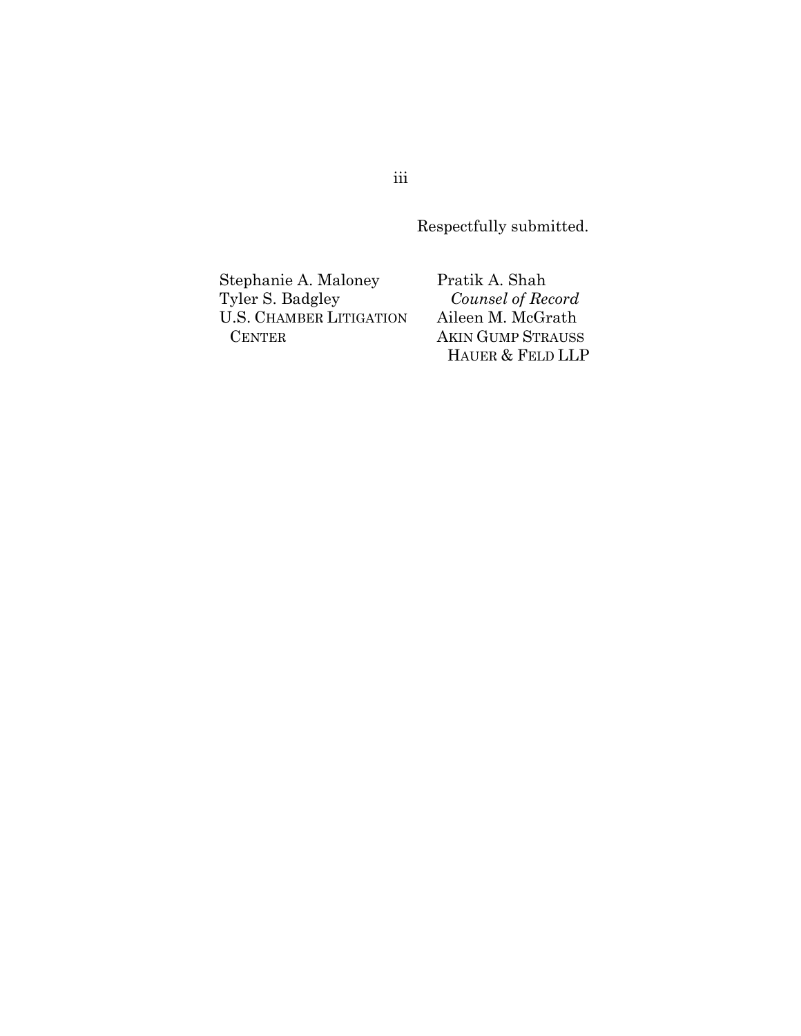Respectfully submitted.

Stephanie A. Maloney
Tyler S. Badgley
U.S. CHAMBER LITIGATION CENTER

Pratik A. Shah
*Counsel of Record*
Aileen M. McGrath
AKIN GUMP STRAUSS HAUER & FELD LLP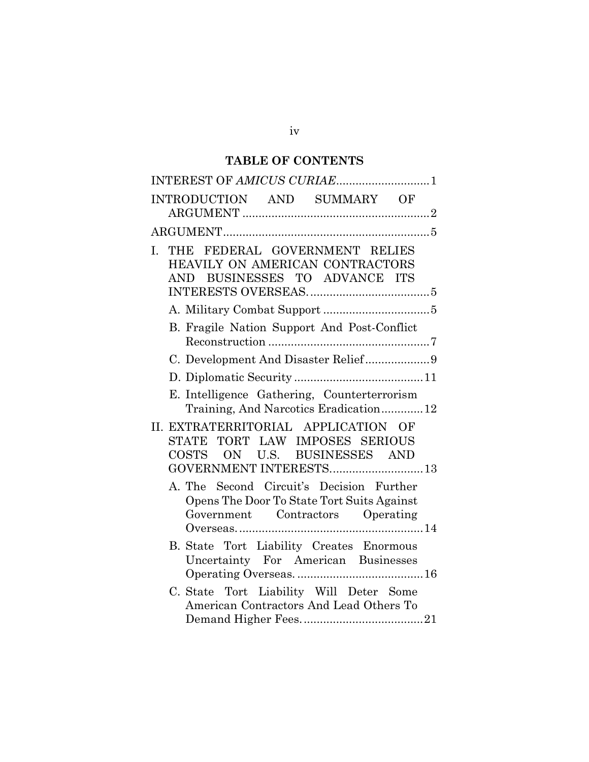# TABLE OF CONTENTS

INTEREST OF *AMICUS CURIAE* ............................ 1

INTRODUCTION AND SUMMARY OF ARGUMENT ........................................................ 2

ARGUMENT ................................................................ 5

I. THE FEDERAL GOVERNMENT RELIES HEAVILY ON AMERICAN CONTRACTORS AND BUSINESSES TO ADVANCE ITS INTERESTS OVERSEAS. .................................... 5

   A. Military Combat Support ................................ 5

   B. Fragile Nation Support And Post-Conflict Reconstruction ................................................. 7

   C. Development And Disaster Relief .................... 9

   D. Diplomatic Security ....................................... 11

   E. Intelligence Gathering, Counterterrorism Training, And Narcotics Eradication ............. 12

II. EXTRATERRITORIAL APPLICATION OF STATE TORT LAW IMPOSES SERIOUS COSTS ON U.S. BUSINESSES AND GOVERNMENT INTERESTS. ........................... 13

   A. The Second Circuit's Decision Further Opens The Door To State Tort Suits Against Government Contractors Operating Overseas. ........................................................ 14

   B. State Tort Liability Creates Enormous Uncertainty For American Businesses Operating Overseas. ...................................... 16

   C. State Tort Liability Will Deter Some American Contractors And Lead Others To Demand Higher Fees. .................................... 21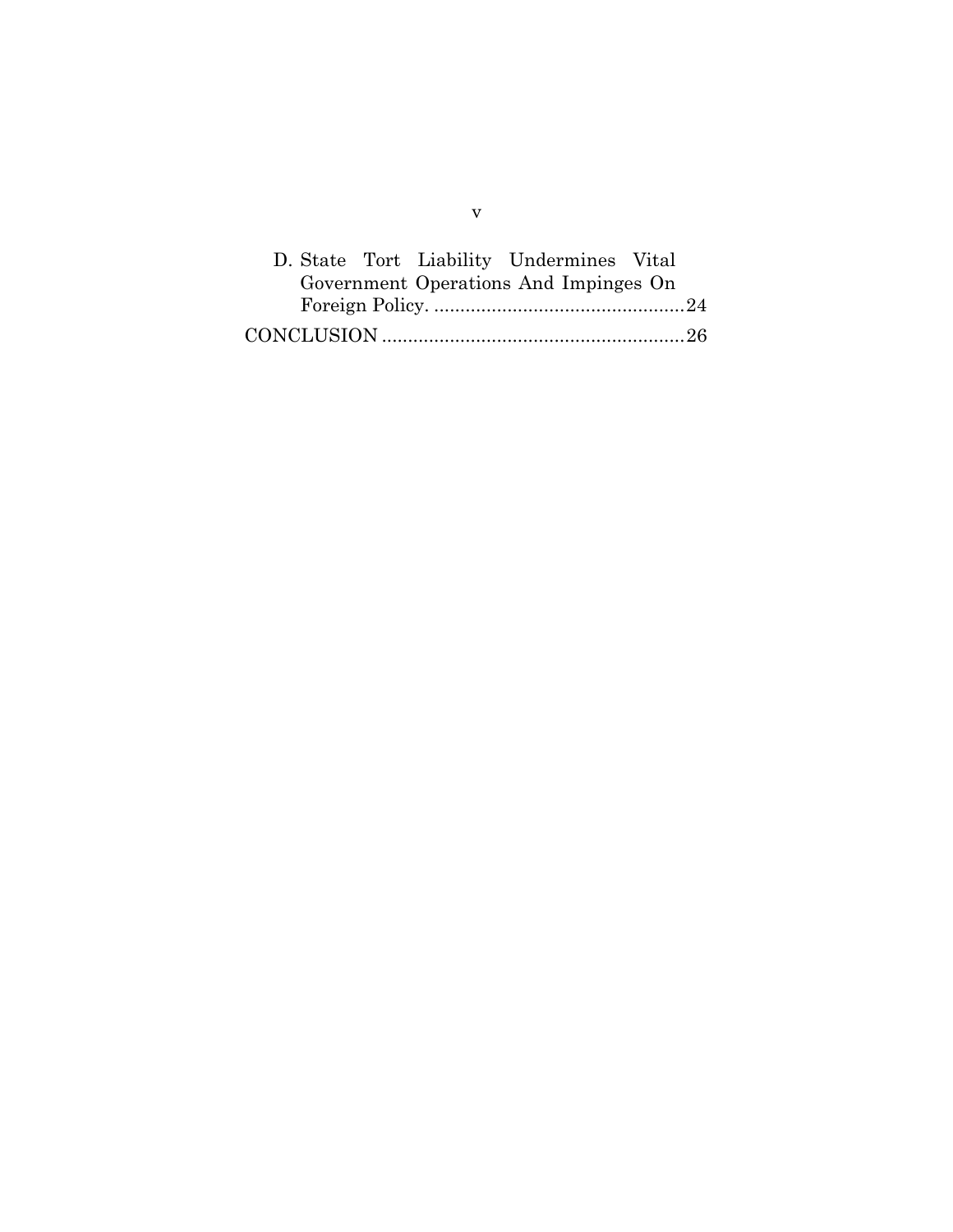D. State Tort Liability Undermines Vital Government Operations And Impinges On Foreign Policy. ................................................24

CONCLUSION ..........................................................26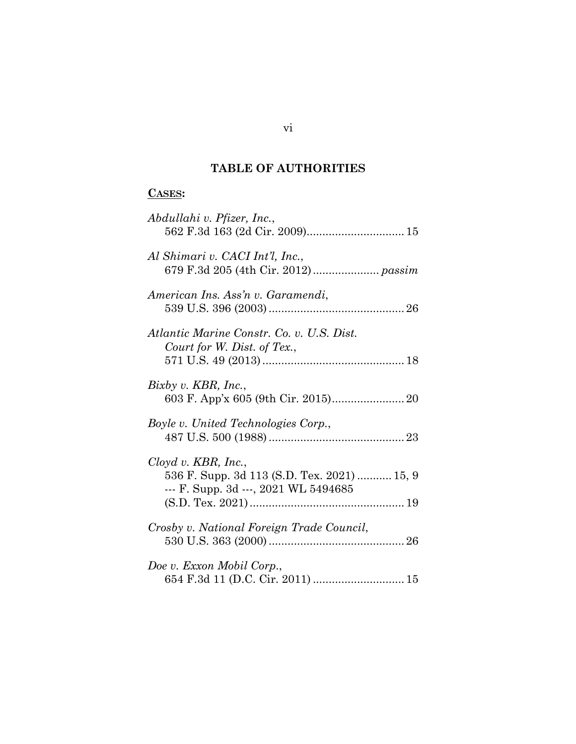# TABLE OF AUTHORITIES

**CASES:**

*Abdullahi v. Pfizer, Inc.*,
562 F.3d 163 (2d Cir. 2009)............................... 15

*Al Shimari v. CACI Int'l, Inc.*,
679 F.3d 205 (4th Cir. 2012)..................... *passim*

*American Ins. Ass'n v. Garamendi*,
539 U.S. 396 (2003)........................................... 26

*Atlantic Marine Constr. Co. v. U.S. Dist. Court for W. Dist. of Tex.*,
571 U.S. 49 (2013)............................................. 18

*Bixby v. KBR, Inc.*,
603 F. App'x 605 (9th Cir. 2015)....................... 20

*Boyle v. United Technologies Corp.*,
487 U.S. 500 (1988)........................................... 23

*Cloyd v. KBR, Inc.*,
536 F. Supp. 3d 113 (S.D. Tex. 2021) ........... 15, 9
--- F. Supp. 3d ---, 2021 WL 5494685
(S.D. Tex. 2021)................................................. 19

*Crosby v. National Foreign Trade Council*,
530 U.S. 363 (2000)........................................... 26

*Doe v. Exxon Mobil Corp.*,
654 F.3d 11 (D.C. Cir. 2011)............................. 15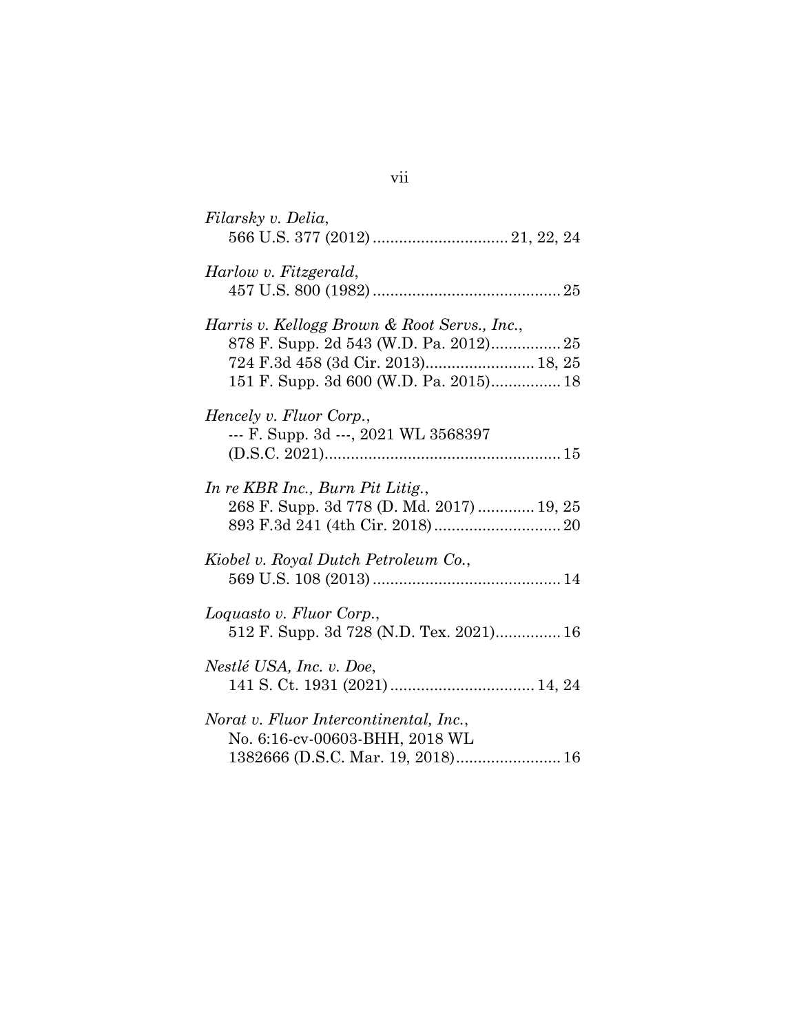*Filarsky v. Delia*,
566 U.S. 377 (2012) ............................... 21, 22, 24

*Harlow v. Fitzgerald*,
457 U.S. 800 (1982) ........................................... 25

*Harris v. Kellogg Brown & Root Servs., Inc.*,
878 F. Supp. 2d 543 (W.D. Pa. 2012)................ 25
724 F.3d 458 (3d Cir. 2013)......................... 18, 25
151 F. Supp. 3d 600 (W.D. Pa. 2015)................ 18

*Hencely v. Fluor Corp.*,
--- F. Supp. 3d ---, 2021 WL 3568397
(D.S.C. 2021)...................................................... 15

*In re KBR Inc., Burn Pit Litig.*,
268 F. Supp. 3d 778 (D. Md. 2017) ............. 19, 25
893 F.3d 241 (4th Cir. 2018)............................. 20

*Kiobel v. Royal Dutch Petroleum Co.*,
569 U.S. 108 (2013) ........................................... 14

*Loquasto v. Fluor Corp.*,
512 F. Supp. 3d 728 (N.D. Tex. 2021)............... 16

*Nestlé USA, Inc. v. Doe*,
141 S. Ct. 1931 (2021) ................................. 14, 24

*Norat v. Fluor Intercontinental, Inc.*,
No. 6:16-cv-00603-BHH, 2018 WL
1382666 (D.S.C. Mar. 19, 2018)........................ 16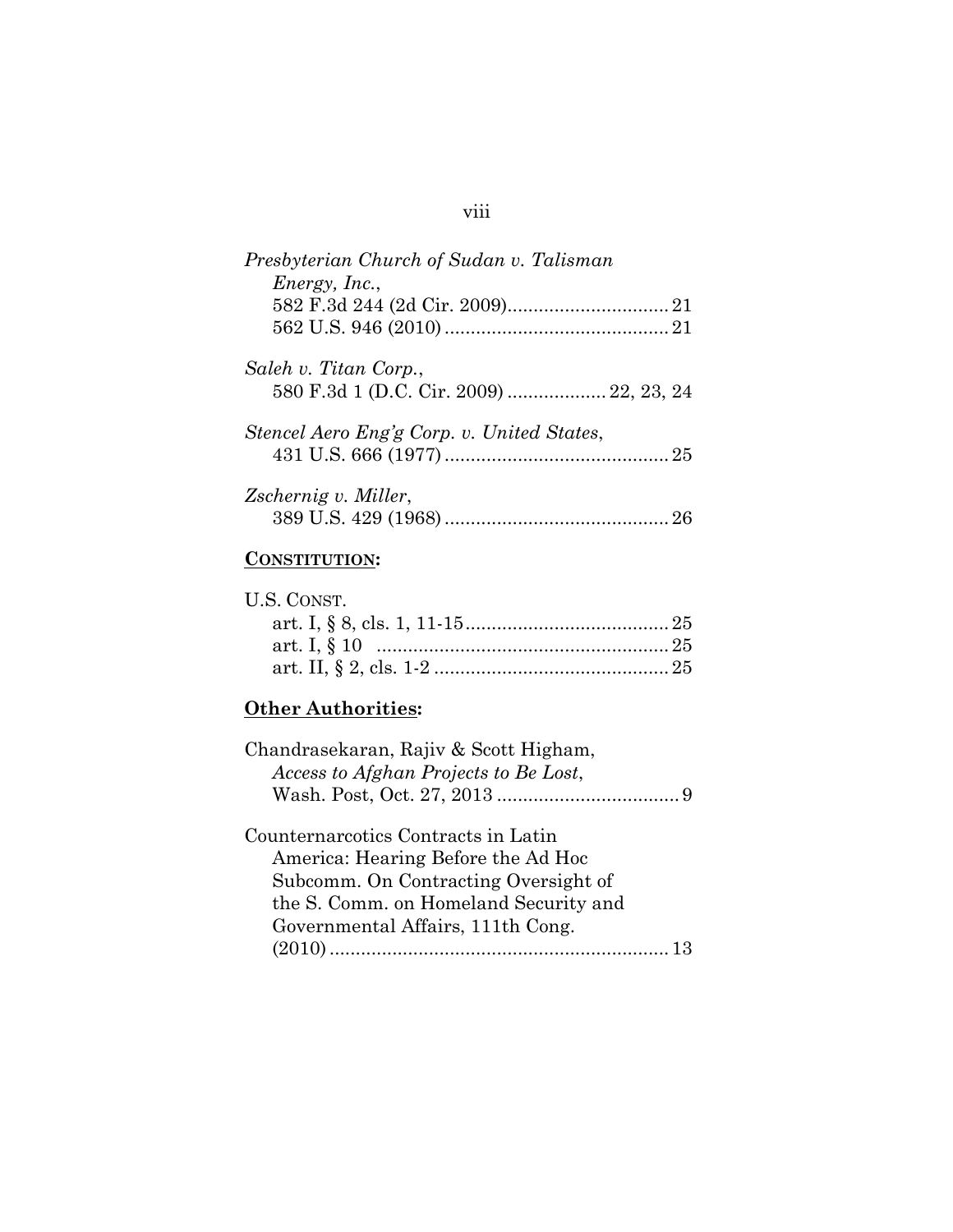*Presbyterian Church of Sudan v. Talisman Energy, Inc.*,
582 F.3d 244 (2d Cir. 2009)............................... 21
562 U.S. 946 (2010)........................................... 21

*Saleh v. Titan Corp.*,
580 F.3d 1 (D.C. Cir. 2009) .................. 22, 23, 24

*Stencel Aero Eng'g Corp. v. United States*,
431 U.S. 666 (1977)........................................... 25

*Zschernig v. Miller*,
389 U.S. 429 (1968)........................................... 26

**CONSTITUTION:**

U.S. CONST.
art. I, § 8, cls. 1, 11-15....................................... 25
art. I, § 10 ........................................................ 25
art. II, § 2, cls. 1-2 ............................................. 25

**Other Authorities:**

Chandrasekaran, Rajiv & Scott Higham,
*Access to Afghan Projects to Be Lost*,
Wash. Post, Oct. 27, 2013 ................................... 9

Counternarcotics Contracts in Latin
America: Hearing Before the Ad Hoc
Subcomm. On Contracting Oversight of
the S. Comm. on Homeland Security and
Governmental Affairs, 111th Cong.
(2010)................................................................. 13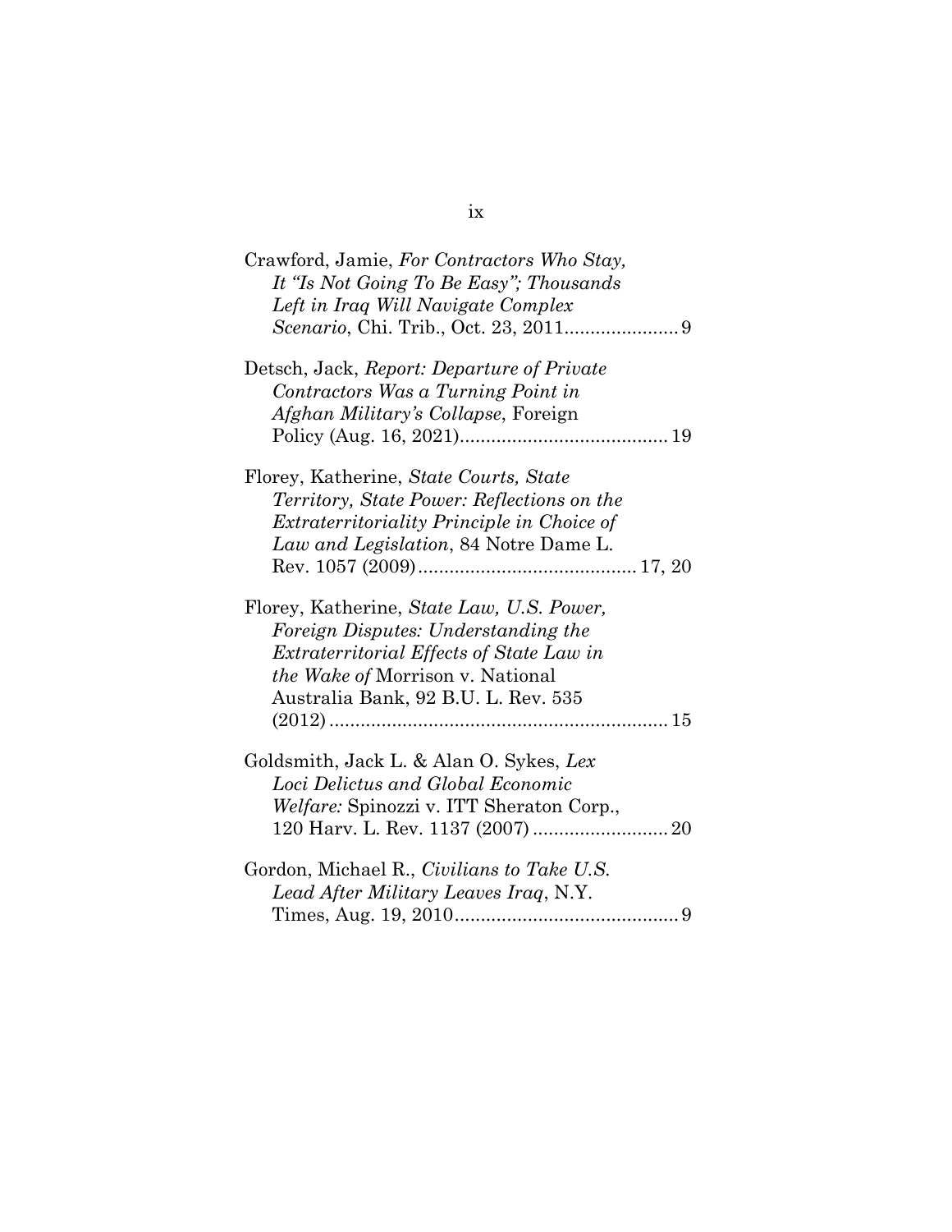Crawford, Jamie, *For Contractors Who Stay, It "Is Not Going To Be Easy"; Thousands Left in Iraq Will Navigate Complex Scenario*, Chi. Trib., Oct. 23, 2011...................... 9

Detsch, Jack, *Report: Departure of Private Contractors Was a Turning Point in Afghan Military's Collapse*, Foreign Policy (Aug. 16, 2021)........................................ 19

Florey, Katherine, *State Courts, State Territory, State Power: Reflections on the Extraterritoriality Principle in Choice of Law and Legislation*, 84 Notre Dame L. Rev. 1057 (2009).......................................... 17, 20

Florey, Katherine, *State Law, U.S. Power, Foreign Disputes: Understanding the Extraterritorial Effects of State Law in the Wake of* Morrison v. National Australia Bank, 92 B.U. L. Rev. 535 (2012)................................................................. 15

Goldsmith, Jack L. & Alan O. Sykes, *Lex Loci Delictus and Global Economic Welfare:* Spinozzi v. ITT Sheraton Corp., 120 Harv. L. Rev. 1137 (2007).......................... 20

Gordon, Michael R., *Civilians to Take U.S. Lead After Military Leaves Iraq*, N.Y. Times, Aug. 19, 2010........................................... 9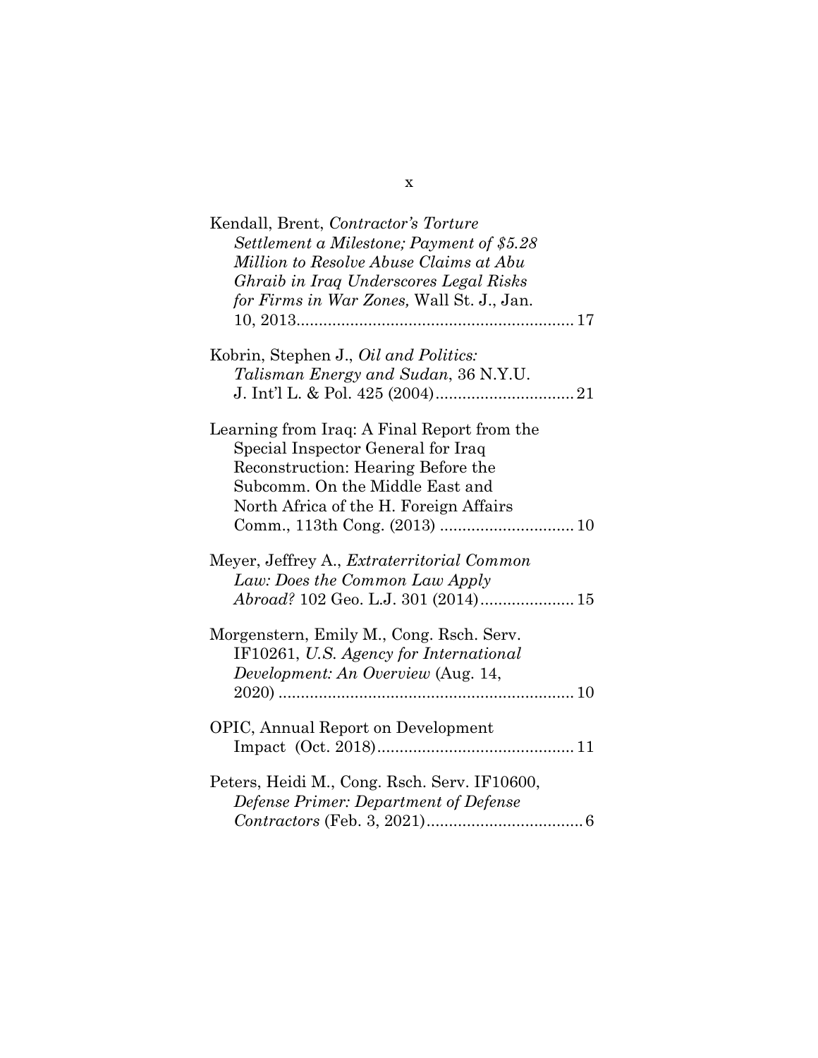Kendall, Brent, *Contractor's Torture Settlement a Milestone; Payment of $5.28 Million to Resolve Abuse Claims at Abu Ghraib in Iraq Underscores Legal Risks for Firms in War Zones,* Wall St. J., Jan. 10, 2013............................................................ 17

Kobrin, Stephen J., *Oil and Politics: Talisman Energy and Sudan*, 36 N.Y.U. J. Int'l L. & Pol. 425 (2004).............................. 21

Learning from Iraq: A Final Report from the Special Inspector General for Iraq Reconstruction: Hearing Before the Subcomm. On the Middle East and North Africa of the H. Foreign Affairs Comm., 113th Cong. (2013) ............................. 10

Meyer, Jeffrey A., *Extraterritorial Common Law: Does the Common Law Apply Abroad?* 102 Geo. L.J. 301 (2014).................... 15

Morgenstern, Emily M., Cong. Rsch. Serv. IF10261, *U.S. Agency for International Development: An Overview* (Aug. 14, 2020) ................................................................. 10

OPIC, Annual Report on Development Impact (Oct. 2018)........................................... 11

Peters, Heidi M., Cong. Rsch. Serv. IF10600, *Defense Primer: Department of Defense Contractors* (Feb. 3, 2021).................................. 6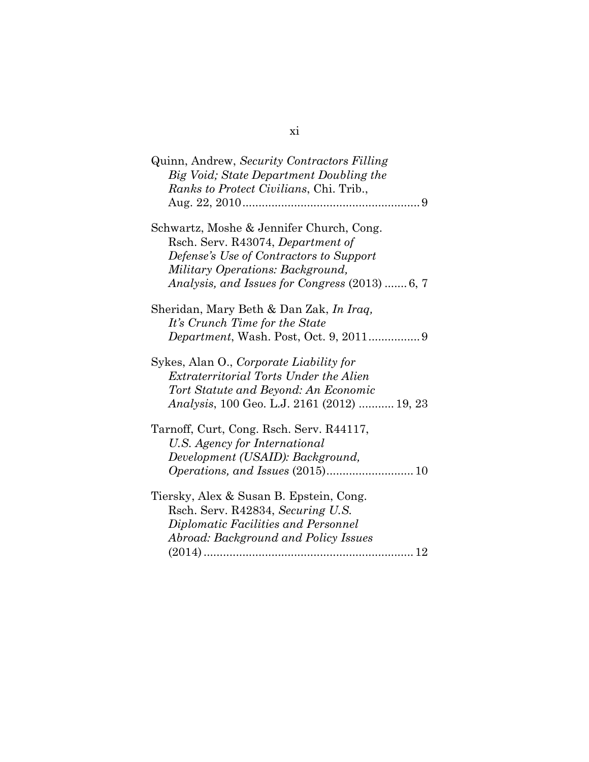Quinn, Andrew, *Security Contractors Filling Big Void; State Department Doubling the Ranks to Protect Civilians*, Chi. Trib., Aug. 22, 2010 ........................................................ 9

Schwartz, Moshe & Jennifer Church, Cong. Rsch. Serv. R43074, *Department of Defense's Use of Contractors to Support Military Operations: Background, Analysis, and Issues for Congress* (2013) ....... 6, 7

Sheridan, Mary Beth & Dan Zak, *In Iraq, It's Crunch Time for the State Department*, Wash. Post, Oct. 9, 2011 ................ 9

Sykes, Alan O., *Corporate Liability for Extraterritorial Torts Under the Alien Tort Statute and Beyond: An Economic Analysis*, 100 Geo. L.J. 2161 (2012) ........... 19, 23

Tarnoff, Curt, Cong. Rsch. Serv. R44117, *U.S. Agency for International Development (USAID): Background, Operations, and Issues* (2015) ........................... 10

Tiersky, Alex & Susan B. Epstein, Cong. Rsch. Serv. R42834, *Securing U.S. Diplomatic Facilities and Personnel Abroad: Background and Policy Issues* (2014) ................................................................. 12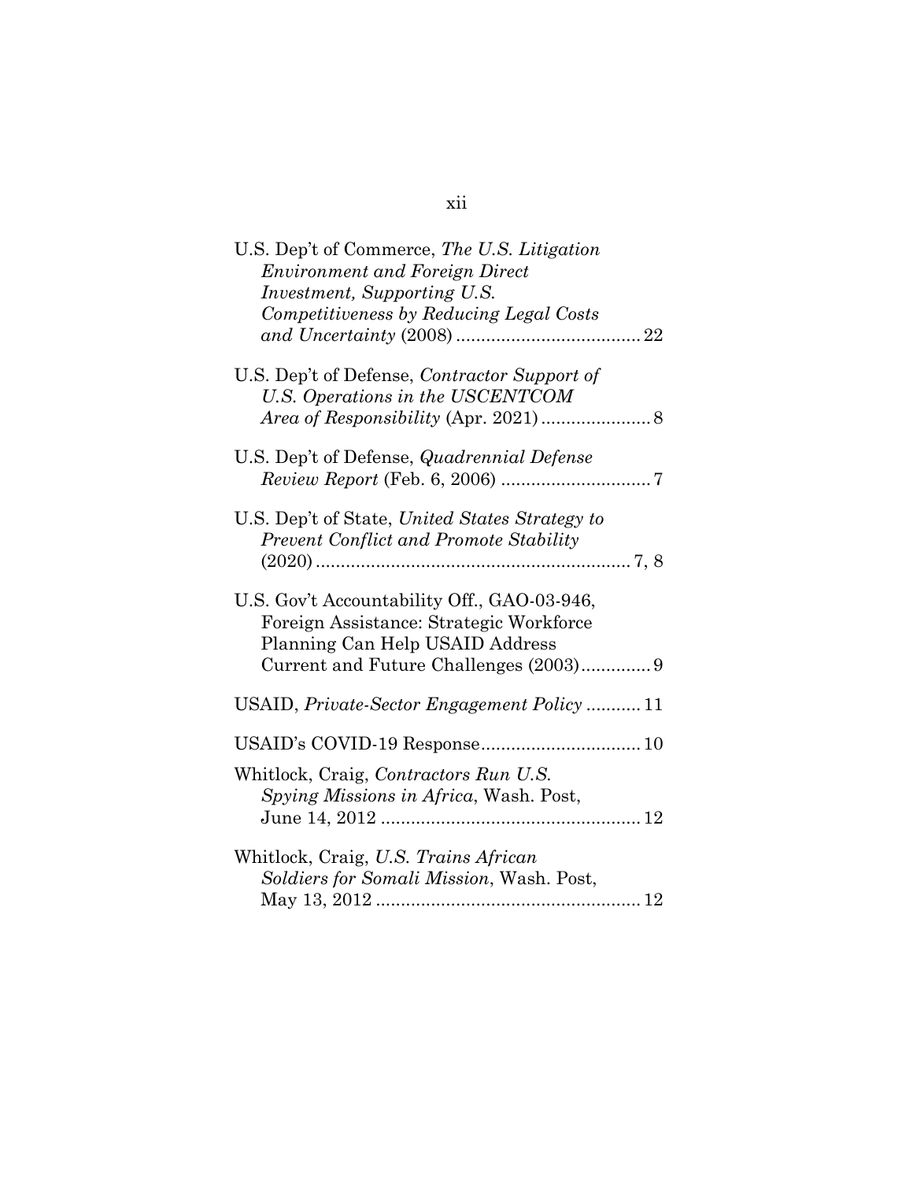U.S. Dep't of Commerce, *The U.S. Litigation Environment and Foreign Direct Investment, Supporting U.S. Competitiveness by Reducing Legal Costs and Uncertainty* (2008) .................................... 22

U.S. Dep't of Defense, *Contractor Support of U.S. Operations in the USCENTCOM Area of Responsibility* (Apr. 2021) ...................... 8

U.S. Dep't of Defense, *Quadrennial Defense Review Report* (Feb. 6, 2006) .............................. 7

U.S. Dep't of State, *United States Strategy to Prevent Conflict and Promote Stability* (2020) ............................................................... 7, 8

U.S. Gov't Accountability Off., GAO-03-946, Foreign Assistance: Strategic Workforce Planning Can Help USAID Address Current and Future Challenges (2003).............. 9

USAID, *Private-Sector Engagement Policy* ........... 11

USAID's COVID-19 Response................................ 10

Whitlock, Craig, *Contractors Run U.S. Spying Missions in Africa*, Wash. Post, June 14, 2012 .................................................... 12

Whitlock, Craig, *U.S. Trains African Soldiers for Somali Mission*, Wash. Post, May 13, 2012 ..................................................... 12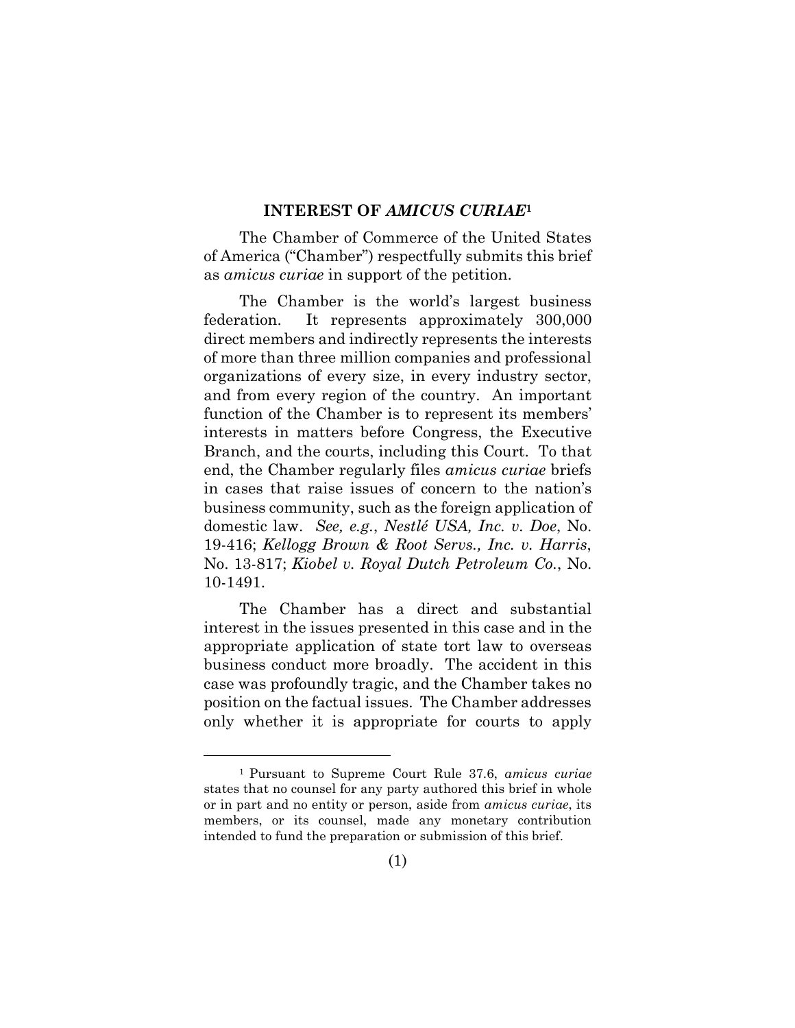## INTEREST OF *AMICUS CURIAE*[1]

The Chamber of Commerce of the United States of America ("Chamber") respectfully submits this brief as *amicus curiae* in support of the petition.

The Chamber is the world's largest business federation. It represents approximately 300,000 direct members and indirectly represents the interests of more than three million companies and professional organizations of every size, in every industry sector, and from every region of the country. An important function of the Chamber is to represent its members' interests in matters before Congress, the Executive Branch, and the courts, including this Court. To that end, the Chamber regularly files *amicus curiae* briefs in cases that raise issues of concern to the nation's business community, such as the foreign application of domestic law. *See, e.g.*, *Nestlé USA, Inc. v. Doe*, No. 19-416; *Kellogg Brown & Root Servs., Inc. v. Harris*, No. 13-817; *Kiobel v. Royal Dutch Petroleum Co.*, No. 10-1491.

The Chamber has a direct and substantial interest in the issues presented in this case and in the appropriate application of state tort law to overseas business conduct more broadly. The accident in this case was profoundly tragic, and the Chamber takes no position on the factual issues. The Chamber addresses only whether it is appropriate for courts to apply

---

[1] Pursuant to Supreme Court Rule 37.6, *amicus curiae* states that no counsel for any party authored this brief in whole or in part and no entity or person, aside from *amicus curiae*, its members, or its counsel, made any monetary contribution intended to fund the preparation or submission of this brief.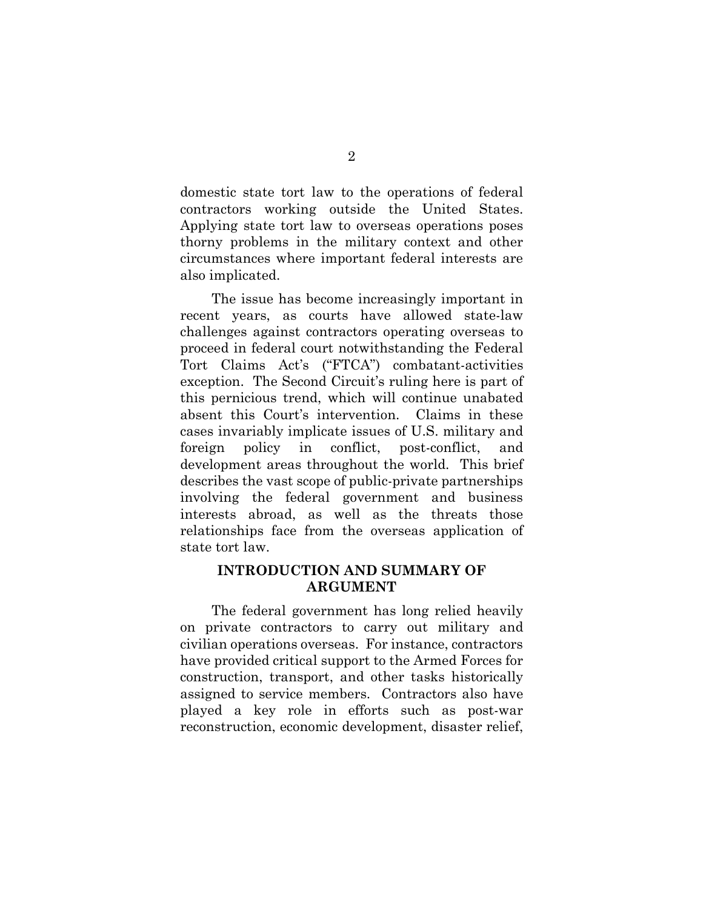domestic state tort law to the operations of federal contractors working outside the United States. Applying state tort law to overseas operations poses thorny problems in the military context and other circumstances where important federal interests are also implicated.

The issue has become increasingly important in recent years, as courts have allowed state-law challenges against contractors operating overseas to proceed in federal court notwithstanding the Federal Tort Claims Act's ("FTCA") combatant-activities exception. The Second Circuit's ruling here is part of this pernicious trend, which will continue unabated absent this Court's intervention. Claims in these cases invariably implicate issues of U.S. military and foreign policy in conflict, post-conflict, and development areas throughout the world. This brief describes the vast scope of public-private partnerships involving the federal government and business interests abroad, as well as the threats those relationships face from the overseas application of state tort law.

## INTRODUCTION AND SUMMARY OF ARGUMENT

The federal government has long relied heavily on private contractors to carry out military and civilian operations overseas. For instance, contractors have provided critical support to the Armed Forces for construction, transport, and other tasks historically assigned to service members. Contractors also have played a key role in efforts such as post-war reconstruction, economic development, disaster relief,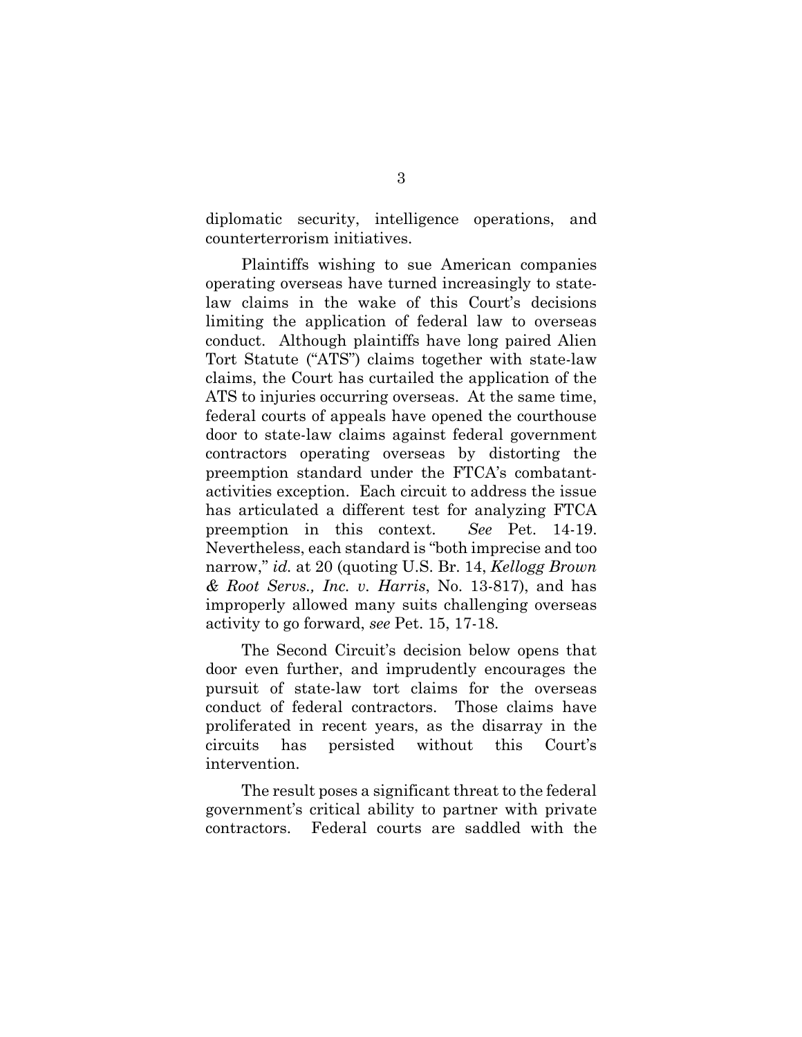diplomatic security, intelligence operations, and counterterrorism initiatives.

Plaintiffs wishing to sue American companies operating overseas have turned increasingly to state-law claims in the wake of this Court's decisions limiting the application of federal law to overseas conduct. Although plaintiffs have long paired Alien Tort Statute ("ATS") claims together with state-law claims, the Court has curtailed the application of the ATS to injuries occurring overseas. At the same time, federal courts of appeals have opened the courthouse door to state-law claims against federal government contractors operating overseas by distorting the preemption standard under the FTCA's combatant-activities exception. Each circuit to address the issue has articulated a different test for analyzing FTCA preemption in this context. *See* Pet. 14-19. Nevertheless, each standard is "both imprecise and too narrow," *id.* at 20 (quoting U.S. Br. 14, *Kellogg Brown & Root Servs., Inc. v. Harris*, No. 13-817), and has improperly allowed many suits challenging overseas activity to go forward, *see* Pet. 15, 17-18.

The Second Circuit's decision below opens that door even further, and imprudently encourages the pursuit of state-law tort claims for the overseas conduct of federal contractors. Those claims have proliferated in recent years, as the disarray in the circuits has persisted without this Court's intervention.

The result poses a significant threat to the federal government's critical ability to partner with private contractors. Federal courts are saddled with the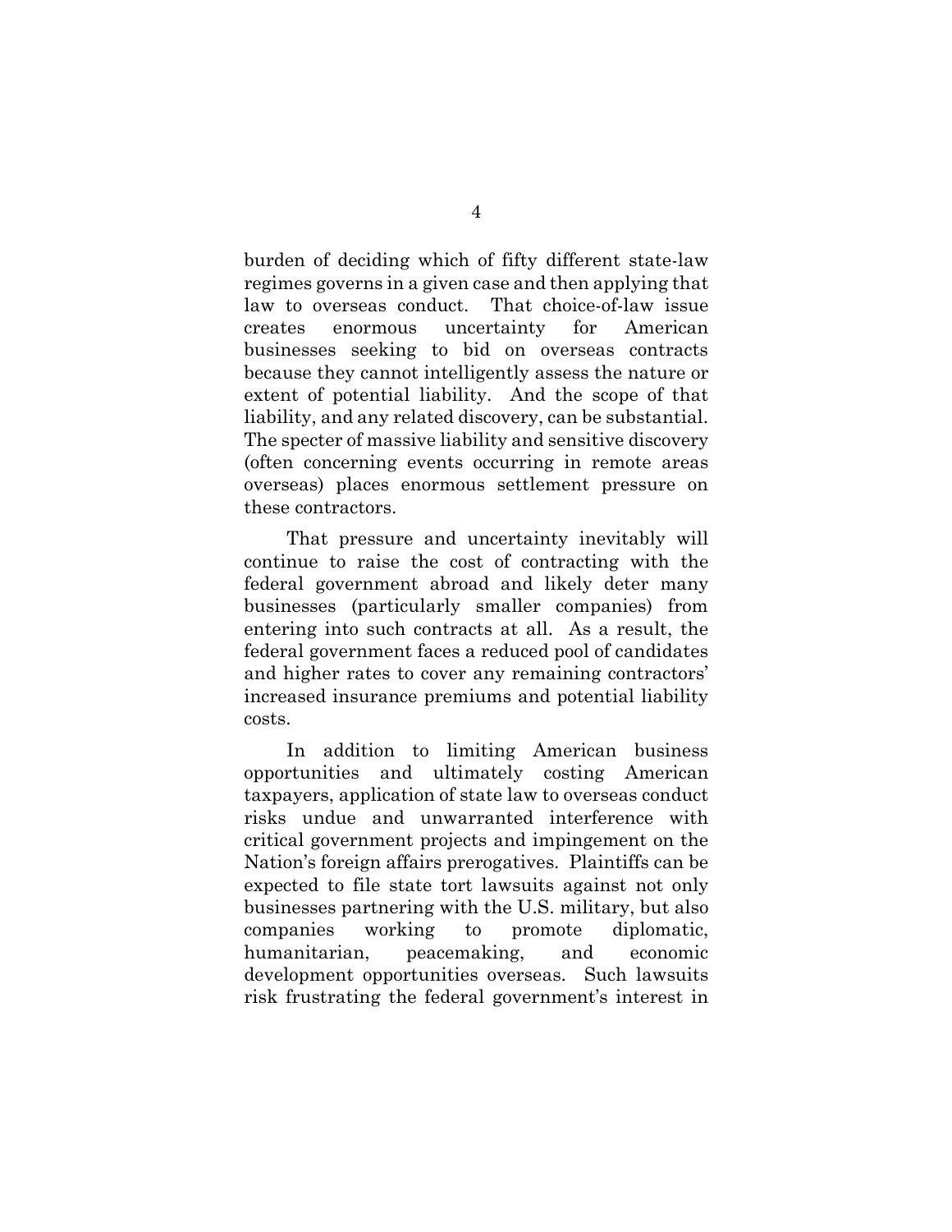burden of deciding which of fifty different state-law regimes governs in a given case and then applying that law to overseas conduct. That choice-of-law issue creates enormous uncertainty for American businesses seeking to bid on overseas contracts because they cannot intelligently assess the nature or extent of potential liability. And the scope of that liability, and any related discovery, can be substantial. The specter of massive liability and sensitive discovery (often concerning events occurring in remote areas overseas) places enormous settlement pressure on these contractors.

That pressure and uncertainty inevitably will continue to raise the cost of contracting with the federal government abroad and likely deter many businesses (particularly smaller companies) from entering into such contracts at all. As a result, the federal government faces a reduced pool of candidates and higher rates to cover any remaining contractors' increased insurance premiums and potential liability costs.

In addition to limiting American business opportunities and ultimately costing American taxpayers, application of state law to overseas conduct risks undue and unwarranted interference with critical government projects and impingement on the Nation's foreign affairs prerogatives. Plaintiffs can be expected to file state tort lawsuits against not only businesses partnering with the U.S. military, but also companies working to promote diplomatic, humanitarian, peacemaking, and economic development opportunities overseas. Such lawsuits risk frustrating the federal government's interest in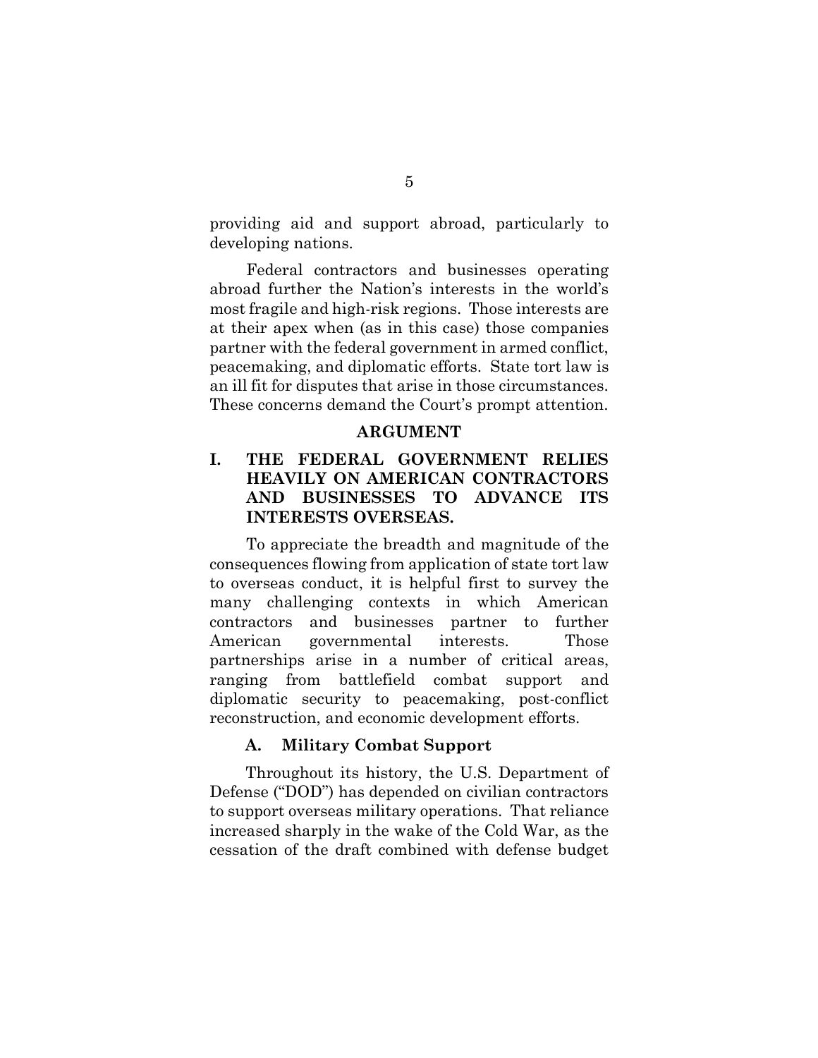providing aid and support abroad, particularly to developing nations.

Federal contractors and businesses operating abroad further the Nation's interests in the world's most fragile and high-risk regions. Those interests are at their apex when (as in this case) those companies partner with the federal government in armed conflict, peacemaking, and diplomatic efforts. State tort law is an ill fit for disputes that arise in those circumstances. These concerns demand the Court's prompt attention.

## ARGUMENT

### I. THE FEDERAL GOVERNMENT RELIES HEAVILY ON AMERICAN CONTRACTORS AND BUSINESSES TO ADVANCE ITS INTERESTS OVERSEAS.

To appreciate the breadth and magnitude of the consequences flowing from application of state tort law to overseas conduct, it is helpful first to survey the many challenging contexts in which American contractors and businesses partner to further American governmental interests. Those partnerships arise in a number of critical areas, ranging from battlefield combat support and diplomatic security to peacemaking, post-conflict reconstruction, and economic development efforts.

#### A. Military Combat Support

Throughout its history, the U.S. Department of Defense ("DOD") has depended on civilian contractors to support overseas military operations. That reliance increased sharply in the wake of the Cold War, as the cessation of the draft combined with defense budget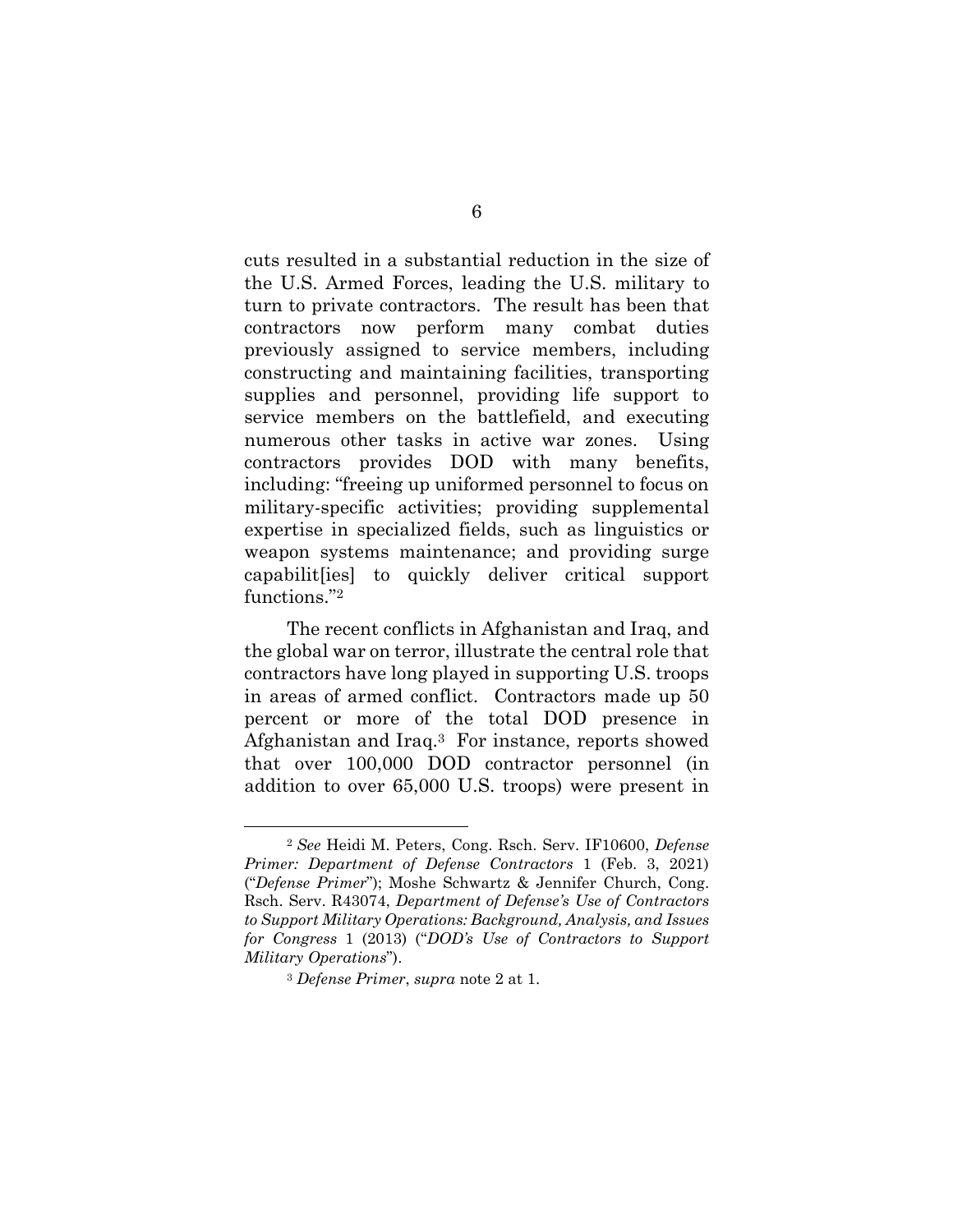cuts resulted in a substantial reduction in the size of the U.S. Armed Forces, leading the U.S. military to turn to private contractors. The result has been that contractors now perform many combat duties previously assigned to service members, including constructing and maintaining facilities, transporting supplies and personnel, providing life support to service members on the battlefield, and executing numerous other tasks in active war zones. Using contractors provides DOD with many benefits, including: "freeing up uniformed personnel to focus on military-specific activities; providing supplemental expertise in specialized fields, such as linguistics or weapon systems maintenance; and providing surge capabilit[ies] to quickly deliver critical support functions."[2]

The recent conflicts in Afghanistan and Iraq, and the global war on terror, illustrate the central role that contractors have long played in supporting U.S. troops in areas of armed conflict. Contractors made up 50 percent or more of the total DOD presence in Afghanistan and Iraq.[3] For instance, reports showed that over 100,000 DOD contractor personnel (in addition to over 65,000 U.S. troops) were present in

---

[2] *See* Heidi M. Peters, Cong. Rsch. Serv. IF10600, *Defense Primer: Department of Defense Contractors* 1 (Feb. 3, 2021) ("*Defense Primer*"); Moshe Schwartz & Jennifer Church, Cong. Rsch. Serv. R43074, *Department of Defense's Use of Contractors to Support Military Operations: Background, Analysis, and Issues for Congress* 1 (2013) ("*DOD's Use of Contractors to Support Military Operations*").

[3] *Defense Primer*, *supra* note 2 at 1.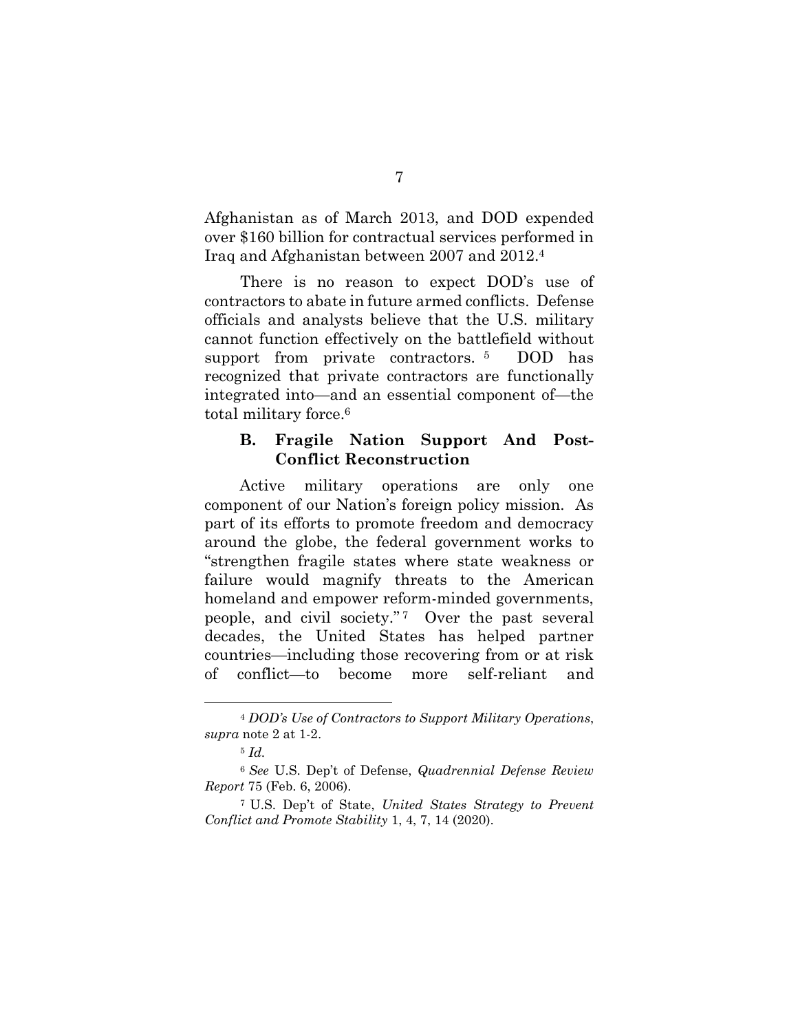Afghanistan as of March 2013, and DOD expended over $160 billion for contractual services performed in Iraq and Afghanistan between 2007 and 2012.[4]

There is no reason to expect DOD's use of contractors to abate in future armed conflicts. Defense officials and analysts believe that the U.S. military cannot function effectively on the battlefield without support from private contractors.[5] DOD has recognized that private contractors are functionally integrated into—and an essential component of—the total military force.[6]

### B. Fragile Nation Support And Post-Conflict Reconstruction

Active military operations are only one component of our Nation's foreign policy mission. As part of its efforts to promote freedom and democracy around the globe, the federal government works to "strengthen fragile states where state weakness or failure would magnify threats to the American homeland and empower reform-minded governments, people, and civil society."[7] Over the past several decades, the United States has helped partner countries—including those recovering from or at risk of conflict—to become more self-reliant and

---

[4] *DOD's Use of Contractors to Support Military Operations*, *supra* note 2 at 1-2.

[5] *Id.*

[6] *See* U.S. Dep't of Defense, *Quadrennial Defense Review Report* 75 (Feb. 6, 2006).

[7] U.S. Dep't of State, *United States Strategy to Prevent Conflict and Promote Stability* 1, 4, 7, 14 (2020).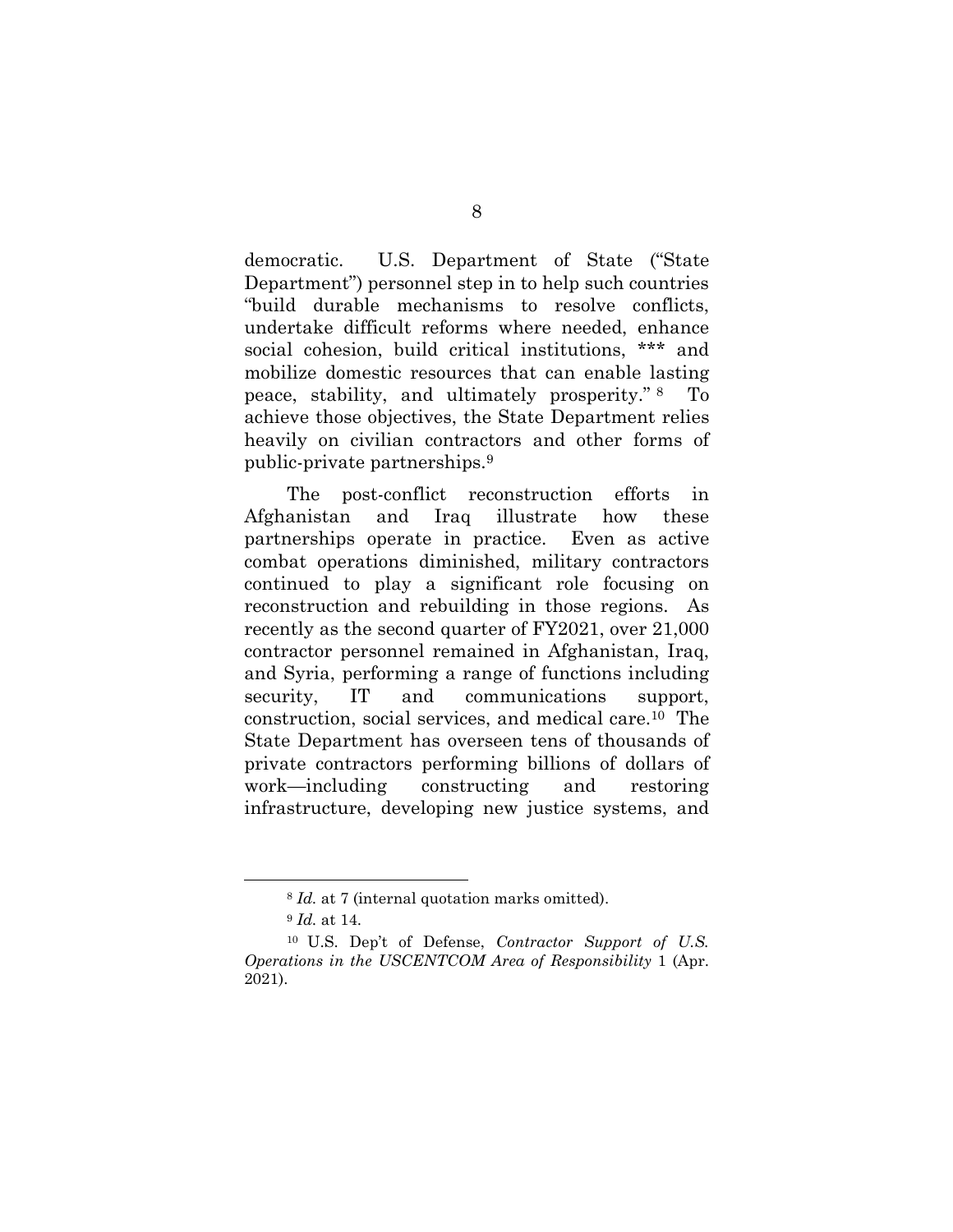democratic. U.S. Department of State ("State Department") personnel step in to help such countries "build durable mechanisms to resolve conflicts, undertake difficult reforms where needed, enhance social cohesion, build critical institutions, *** and mobilize domestic resources that can enable lasting peace, stability, and ultimately prosperity."[8] To achieve those objectives, the State Department relies heavily on civilian contractors and other forms of public-private partnerships.[9]

The post-conflict reconstruction efforts in Afghanistan and Iraq illustrate how these partnerships operate in practice. Even as active combat operations diminished, military contractors continued to play a significant role focusing on reconstruction and rebuilding in those regions. As recently as the second quarter of FY2021, over 21,000 contractor personnel remained in Afghanistan, Iraq, and Syria, performing a range of functions including security, IT and communications support, construction, social services, and medical care.[10] The State Department has overseen tens of thousands of private contractors performing billions of dollars of work—including constructing and restoring infrastructure, developing new justice systems, and

---

[8] *Id.* at 7 (internal quotation marks omitted).

[9] *Id.* at 14.

[10] U.S. Dep't of Defense, *Contractor Support of U.S. Operations in the USCENTCOM Area of Responsibility* 1 (Apr. 2021).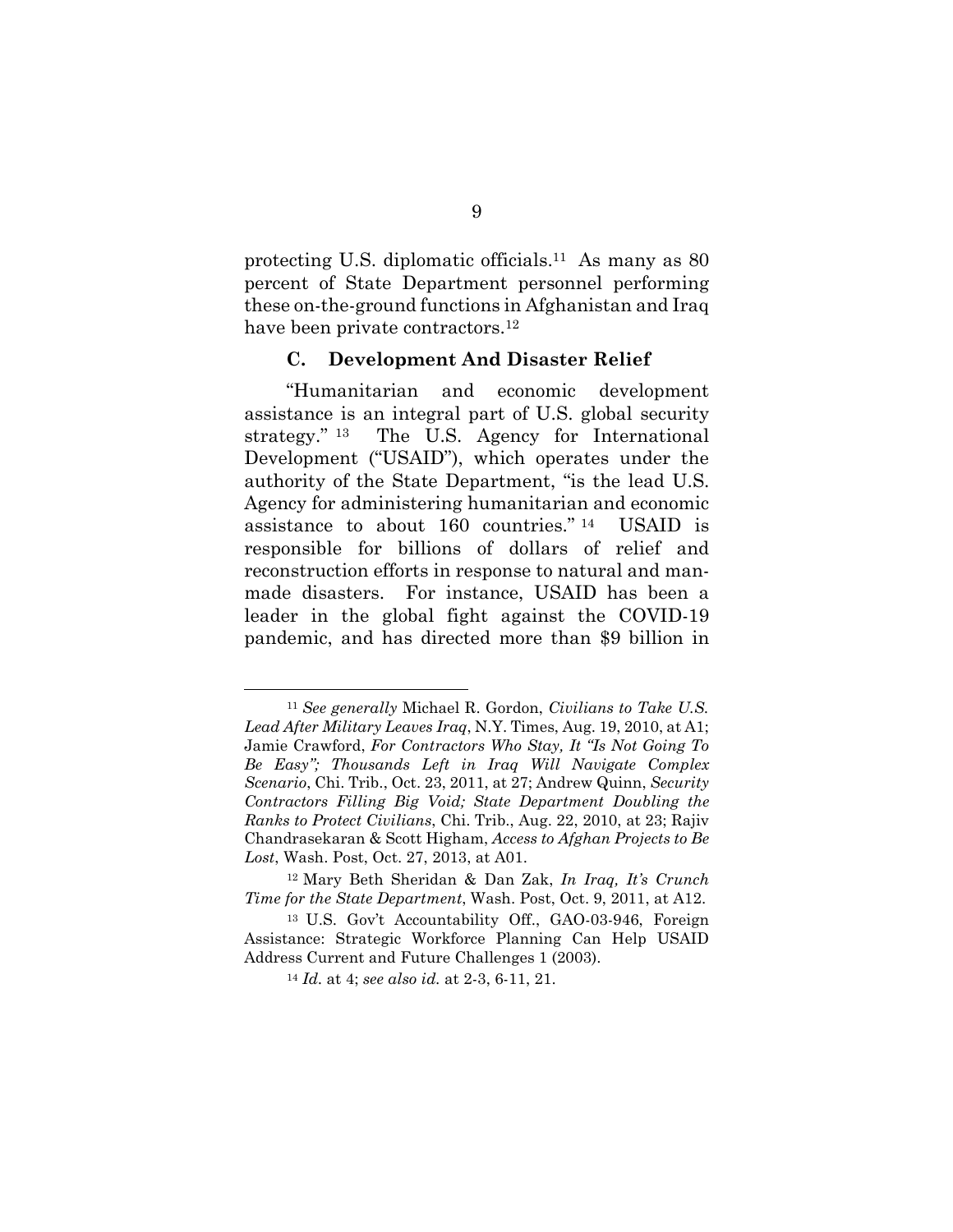protecting U.S. diplomatic officials.[11] As many as 80 percent of State Department personnel performing these on-the-ground functions in Afghanistan and Iraq have been private contractors.[12]

### C. Development And Disaster Relief

"Humanitarian and economic development assistance is an integral part of U.S. global security strategy." [13] The U.S. Agency for International Development ("USAID"), which operates under the authority of the State Department, "is the lead U.S. Agency for administering humanitarian and economic assistance to about 160 countries." [14] USAID is responsible for billions of dollars of relief and reconstruction efforts in response to natural and man-made disasters. For instance, USAID has been a leader in the global fight against the COVID-19 pandemic, and has directed more than $9 billion in

---

[11] *See generally* Michael R. Gordon, *Civilians to Take U.S. Lead After Military Leaves Iraq*, N.Y. Times, Aug. 19, 2010, at A1; Jamie Crawford, *For Contractors Who Stay, It "Is Not Going To Be Easy"; Thousands Left in Iraq Will Navigate Complex Scenario*, Chi. Trib., Oct. 23, 2011, at 27; Andrew Quinn, *Security Contractors Filling Big Void; State Department Doubling the Ranks to Protect Civilians*, Chi. Trib., Aug. 22, 2010, at 23; Rajiv Chandrasekaran & Scott Higham, *Access to Afghan Projects to Be Lost*, Wash. Post, Oct. 27, 2013, at A01.

[12] Mary Beth Sheridan & Dan Zak, *In Iraq, It's Crunch Time for the State Department*, Wash. Post, Oct. 9, 2011, at A12.

[13] U.S. Gov't Accountability Off., GAO-03-946, Foreign Assistance: Strategic Workforce Planning Can Help USAID Address Current and Future Challenges 1 (2003).

[14] *Id.* at 4; *see also id.* at 2-3, 6-11, 21.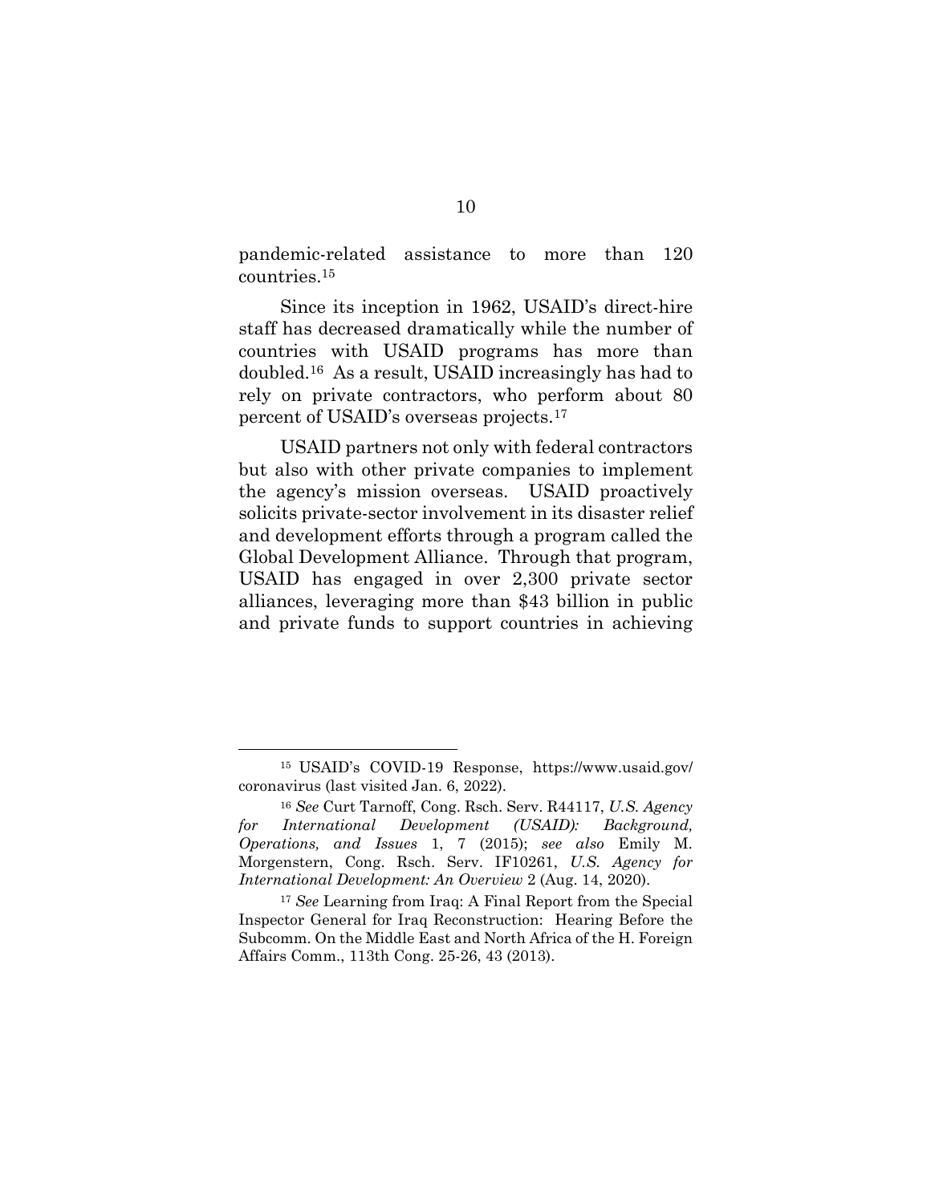pandemic-related assistance to more than 120 countries.[15]

Since its inception in 1962, USAID's direct-hire staff has decreased dramatically while the number of countries with USAID programs has more than doubled.[16] As a result, USAID increasingly has had to rely on private contractors, who perform about 80 percent of USAID's overseas projects.[17]

USAID partners not only with federal contractors but also with other private companies to implement the agency's mission overseas. USAID proactively solicits private-sector involvement in its disaster relief and development efforts through a program called the Global Development Alliance. Through that program, USAID has engaged in over 2,300 private sector alliances, leveraging more than $43 billion in public and private funds to support countries in achieving

---

[15] USAID's COVID-19 Response, https://www.usaid.gov/coronavirus (last visited Jan. 6, 2022).

[16] *See* Curt Tarnoff, Cong. Rsch. Serv. R44117, *U.S. Agency for International Development (USAID): Background, Operations, and Issues* 1, 7 (2015); *see also* Emily M. Morgenstern, Cong. Rsch. Serv. IF10261, *U.S. Agency for International Development: An Overview* 2 (Aug. 14, 2020).

[17] *See* Learning from Iraq: A Final Report from the Special Inspector General for Iraq Reconstruction: Hearing Before the Subcomm. On the Middle East and North Africa of the H. Foreign Affairs Comm., 113th Cong. 25-26, 43 (2013).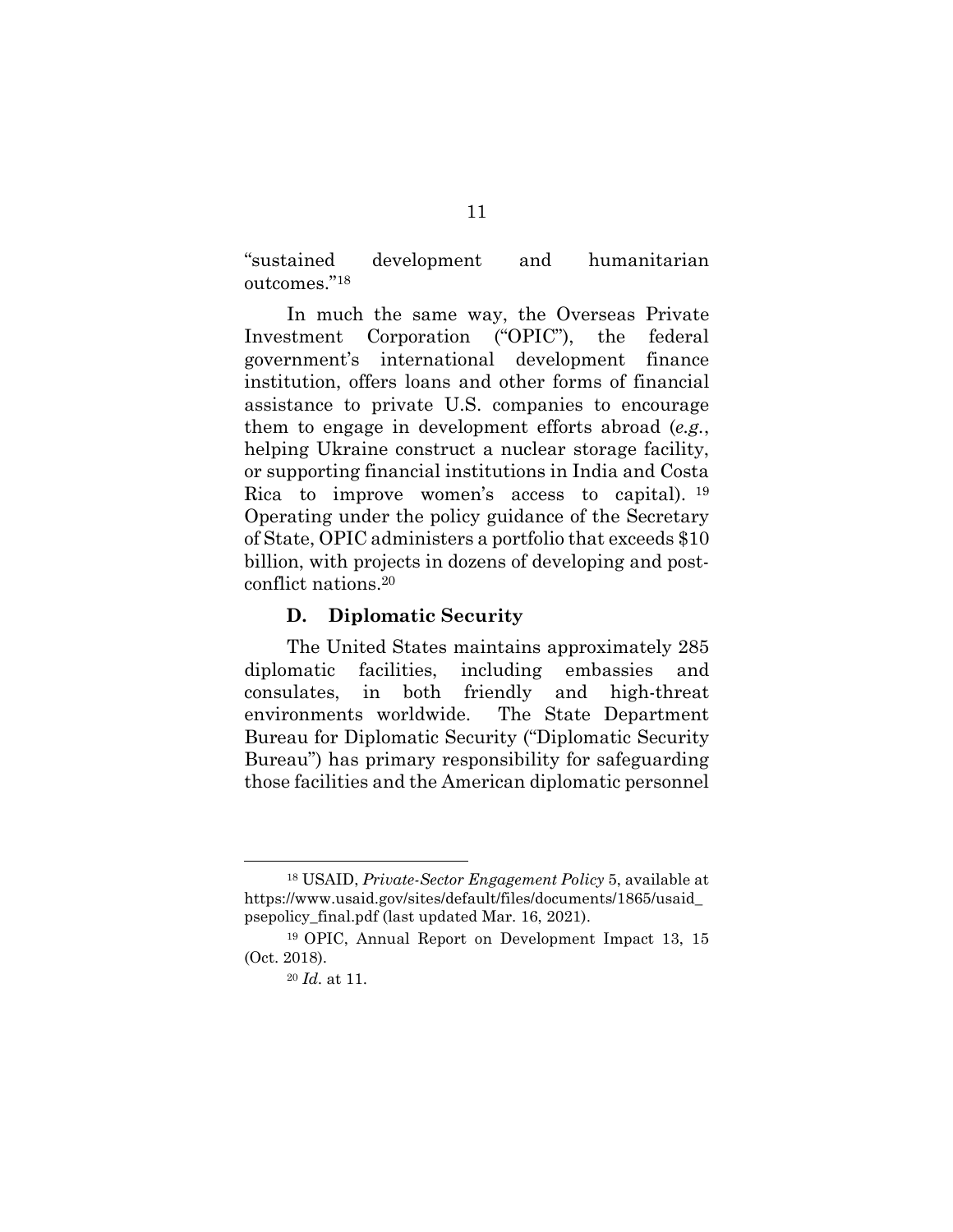"sustained development and humanitarian outcomes."[18]

In much the same way, the Overseas Private Investment Corporation ("OPIC"), the federal government's international development finance institution, offers loans and other forms of financial assistance to private U.S. companies to encourage them to engage in development efforts abroad (*e.g.*, helping Ukraine construct a nuclear storage facility, or supporting financial institutions in India and Costa Rica to improve women's access to capital).[19] Operating under the policy guidance of the Secretary of State, OPIC administers a portfolio that exceeds $10 billion, with projects in dozens of developing and post-conflict nations.[20]

### D. Diplomatic Security

The United States maintains approximately 285 diplomatic facilities, including embassies and consulates, in both friendly and high-threat environments worldwide. The State Department Bureau for Diplomatic Security ("Diplomatic Security Bureau") has primary responsibility for safeguarding those facilities and the American diplomatic personnel

---

[18] USAID, *Private-Sector Engagement Policy* 5, available at https://www.usaid.gov/sites/default/files/documents/1865/usaid_psepolicy_final.pdf (last updated Mar. 16, 2021).

[19] OPIC, Annual Report on Development Impact 13, 15 (Oct. 2018).

[20] *Id.* at 11.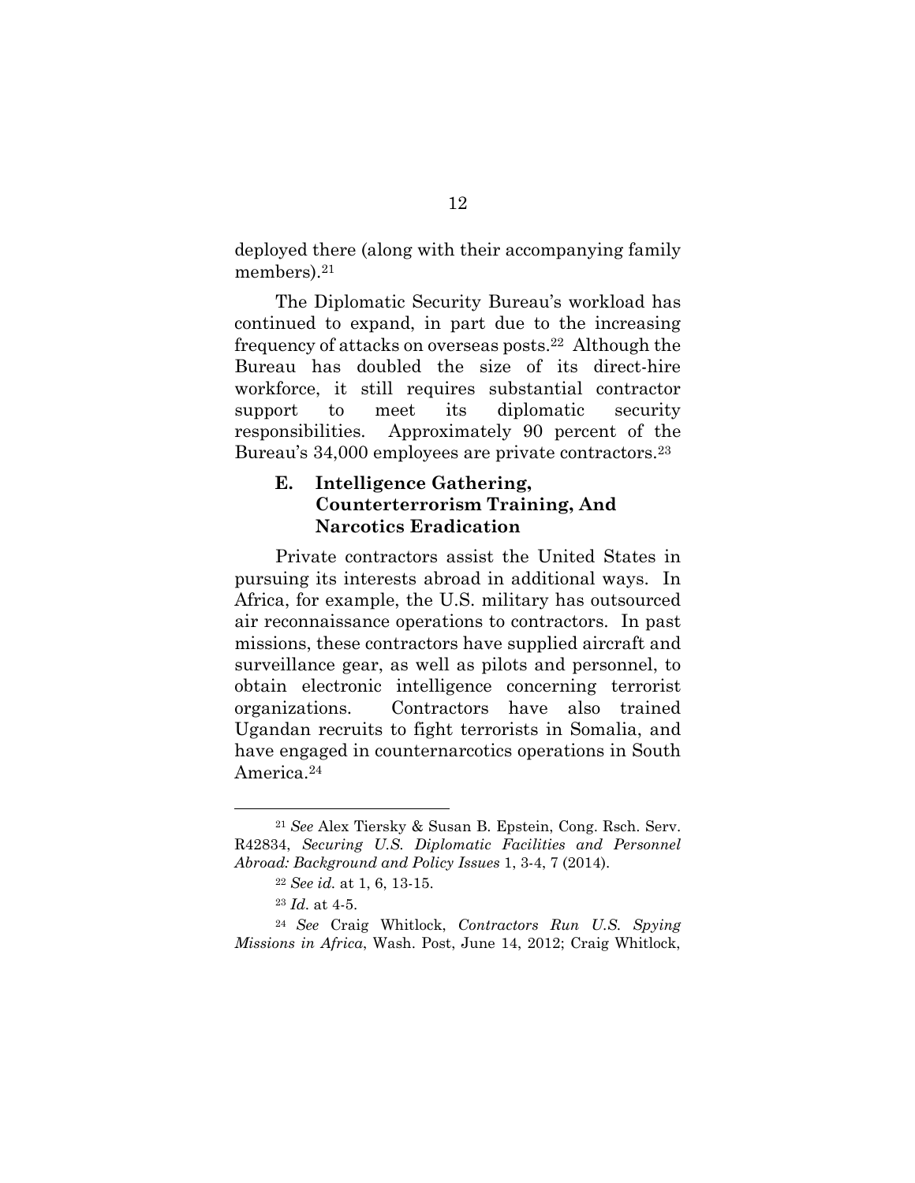deployed there (along with their accompanying family members).[21]

The Diplomatic Security Bureau's workload has continued to expand, in part due to the increasing frequency of attacks on overseas posts.[22] Although the Bureau has doubled the size of its direct-hire workforce, it still requires substantial contractor support to meet its diplomatic security responsibilities. Approximately 90 percent of the Bureau's 34,000 employees are private contractors.[23]

### E. Intelligence Gathering, Counterterrorism Training, And Narcotics Eradication

Private contractors assist the United States in pursuing its interests abroad in additional ways. In Africa, for example, the U.S. military has outsourced air reconnaissance operations to contractors. In past missions, these contractors have supplied aircraft and surveillance gear, as well as pilots and personnel, to obtain electronic intelligence concerning terrorist organizations. Contractors have also trained Ugandan recruits to fight terrorists in Somalia, and have engaged in counternarcotics operations in South America.[24]

---

[21] *See* Alex Tiersky & Susan B. Epstein, Cong. Rsch. Serv. R42834, *Securing U.S. Diplomatic Facilities and Personnel Abroad: Background and Policy Issues* 1, 3-4, 7 (2014).

[22] *See id.* at 1, 6, 13-15.

[23] *Id.* at 4-5.

[24] *See* Craig Whitlock, *Contractors Run U.S. Spying Missions in Africa*, Wash. Post, June 14, 2012; Craig Whitlock,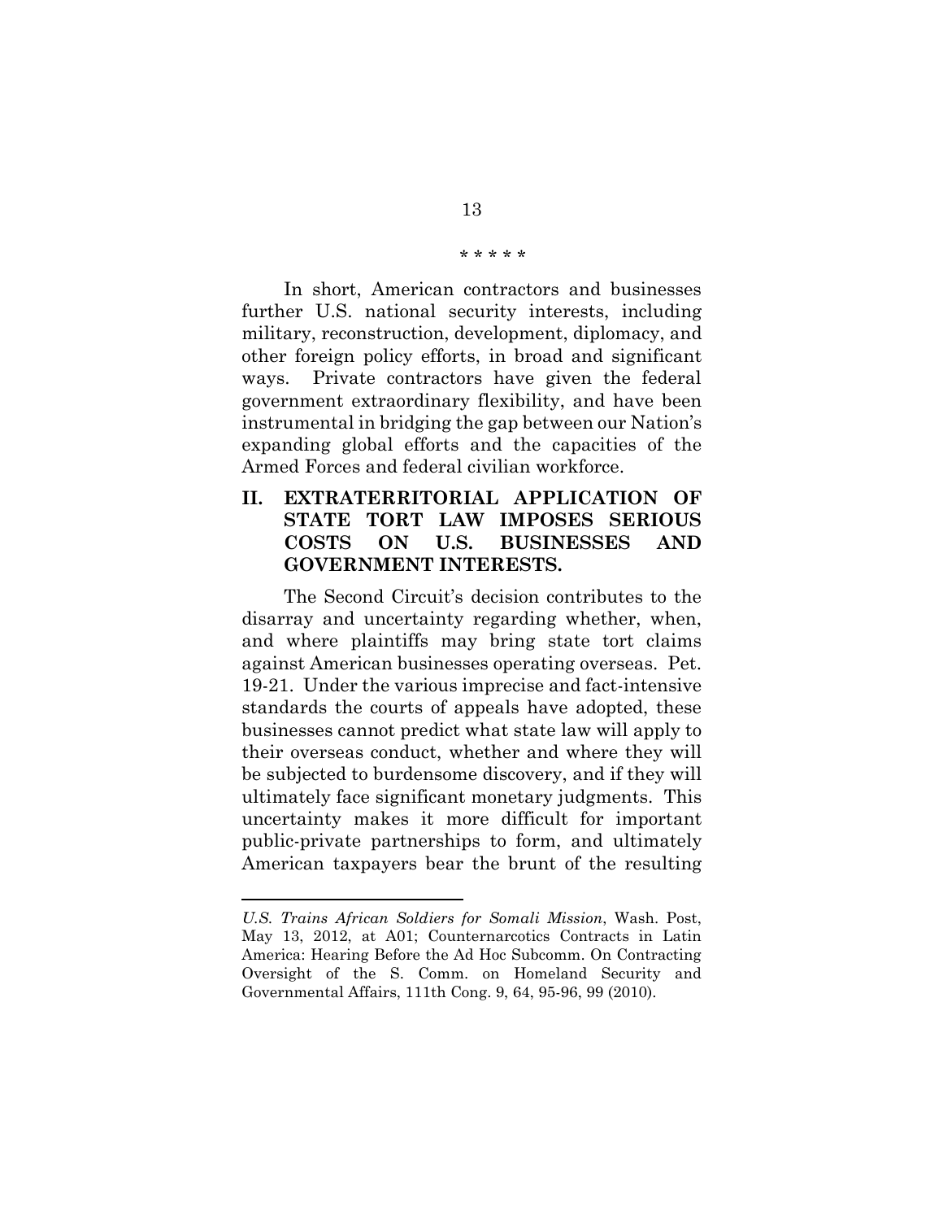\* \* \* \* \*

In short, American contractors and businesses further U.S. national security interests, including military, reconstruction, development, diplomacy, and other foreign policy efforts, in broad and significant ways. Private contractors have given the federal government extraordinary flexibility, and have been instrumental in bridging the gap between our Nation's expanding global efforts and the capacities of the Armed Forces and federal civilian workforce.

## II. EXTRATERRITORIAL APPLICATION OF STATE TORT LAW IMPOSES SERIOUS COSTS ON U.S. BUSINESSES AND GOVERNMENT INTERESTS.

The Second Circuit's decision contributes to the disarray and uncertainty regarding whether, when, and where plaintiffs may bring state tort claims against American businesses operating overseas. Pet. 19-21. Under the various imprecise and fact-intensive standards the courts of appeals have adopted, these businesses cannot predict what state law will apply to their overseas conduct, whether and where they will be subjected to burdensome discovery, and if they will ultimately face significant monetary judgments. This uncertainty makes it more difficult for important public-private partnerships to form, and ultimately American taxpayers bear the brunt of the resulting

---

*U.S. Trains African Soldiers for Somali Mission*, Wash. Post, May 13, 2012, at A01; Counternarcotics Contracts in Latin America: Hearing Before the Ad Hoc Subcomm. On Contracting Oversight of the S. Comm. on Homeland Security and Governmental Affairs, 111th Cong. 9, 64, 95-96, 99 (2010).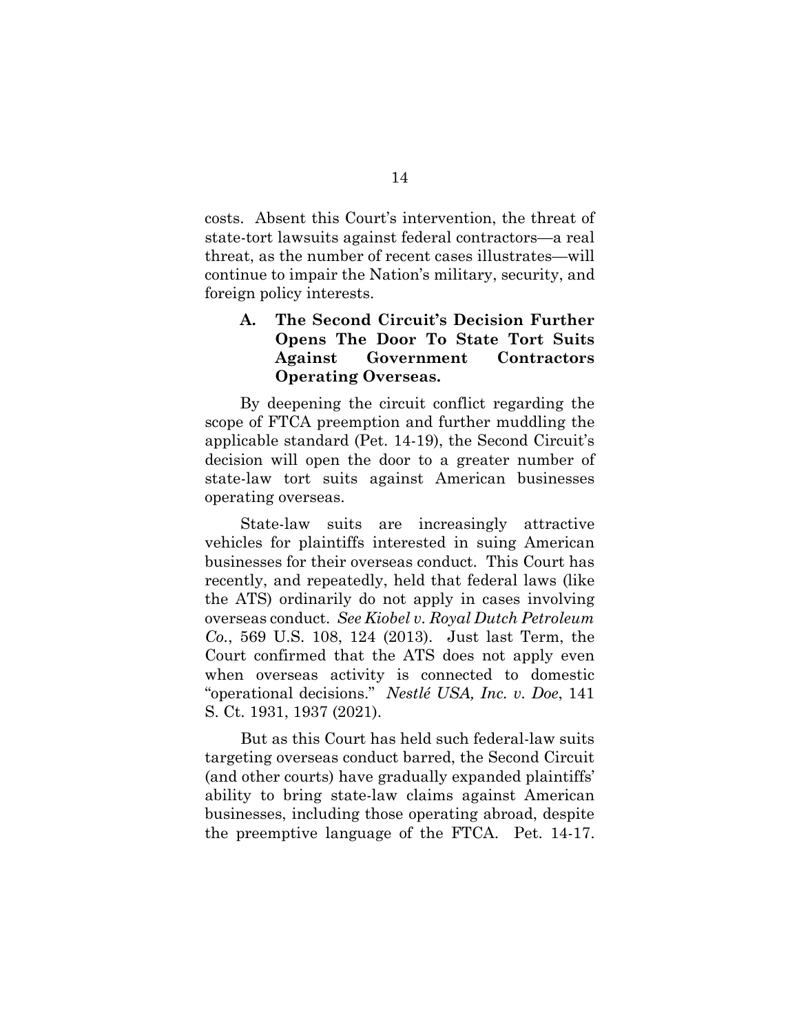costs. Absent this Court's intervention, the threat of state-tort lawsuits against federal contractors—a real threat, as the number of recent cases illustrates—will continue to impair the Nation's military, security, and foreign policy interests.

### A. The Second Circuit's Decision Further Opens The Door To State Tort Suits Against Government Contractors Operating Overseas.

By deepening the circuit conflict regarding the scope of FTCA preemption and further muddling the applicable standard (Pet. 14-19), the Second Circuit's decision will open the door to a greater number of state-law tort suits against American businesses operating overseas.

State-law suits are increasingly attractive vehicles for plaintiffs interested in suing American businesses for their overseas conduct. This Court has recently, and repeatedly, held that federal laws (like the ATS) ordinarily do not apply in cases involving overseas conduct. *See Kiobel v. Royal Dutch Petroleum Co.*, 569 U.S. 108, 124 (2013). Just last Term, the Court confirmed that the ATS does not apply even when overseas activity is connected to domestic "operational decisions." *Nestlé USA, Inc. v. Doe*, 141 S. Ct. 1931, 1937 (2021).

But as this Court has held such federal-law suits targeting overseas conduct barred, the Second Circuit (and other courts) have gradually expanded plaintiffs' ability to bring state-law claims against American businesses, including those operating abroad, despite the preemptive language of the FTCA. Pet. 14-17.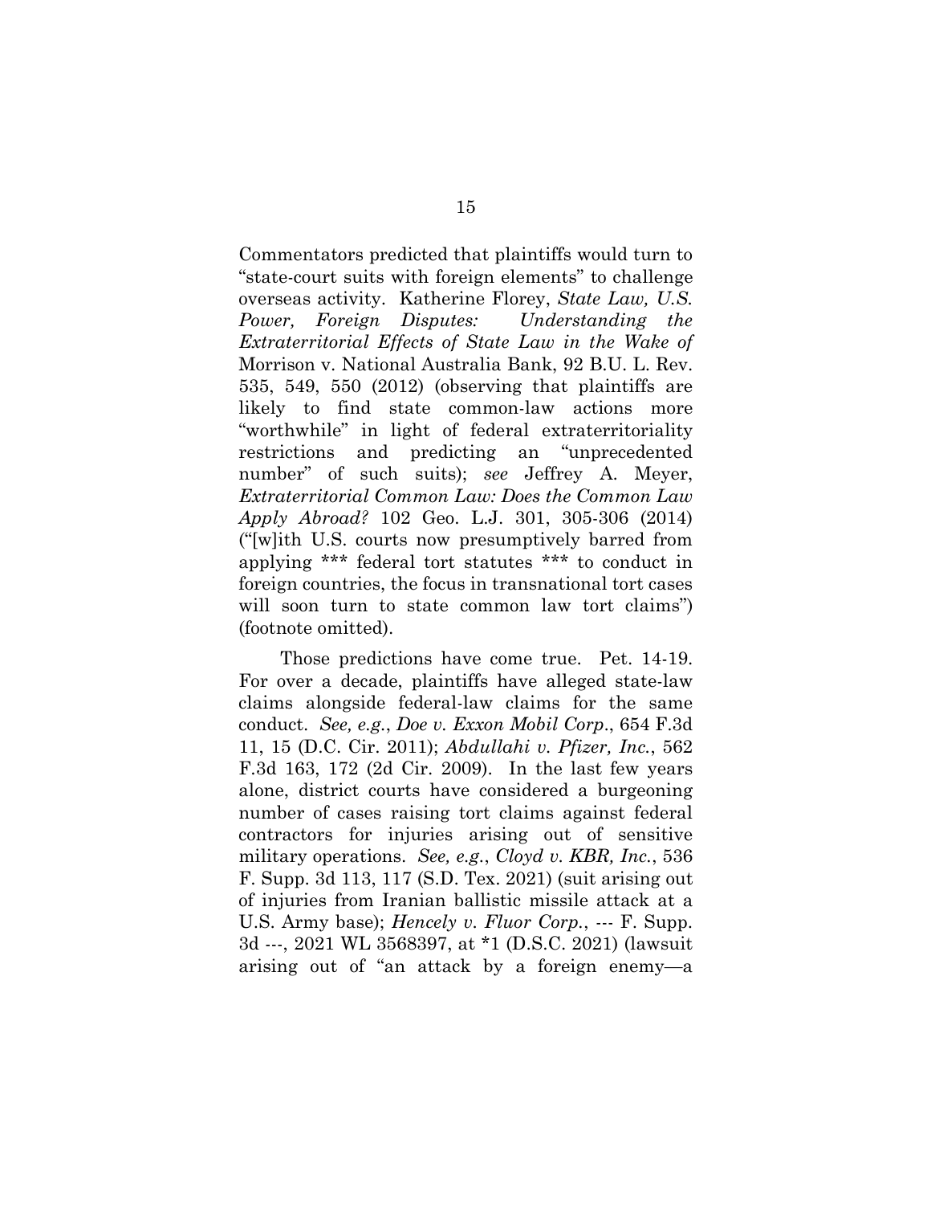Commentators predicted that plaintiffs would turn to "state-court suits with foreign elements" to challenge overseas activity. Katherine Florey, *State Law, U.S. Power, Foreign Disputes: Understanding the Extraterritorial Effects of State Law in the Wake of* Morrison v. National Australia Bank, 92 B.U. L. Rev. 535, 549, 550 (2012) (observing that plaintiffs are likely to find state common-law actions more "worthwhile" in light of federal extraterritoriality restrictions and predicting an "unprecedented number" of such suits); *see* Jeffrey A. Meyer, *Extraterritorial Common Law: Does the Common Law Apply Abroad?* 102 Geo. L.J. 301, 305-306 (2014) ("[w]ith U.S. courts now presumptively barred from applying *** federal tort statutes *** to conduct in foreign countries, the focus in transnational tort cases will soon turn to state common law tort claims") (footnote omitted).

Those predictions have come true. Pet. 14-19. For over a decade, plaintiffs have alleged state-law claims alongside federal-law claims for the same conduct. *See, e.g.*, *Doe v. Exxon Mobil Corp*., 654 F.3d 11, 15 (D.C. Cir. 2011); *Abdullahi v. Pfizer, Inc.*, 562 F.3d 163, 172 (2d Cir. 2009). In the last few years alone, district courts have considered a burgeoning number of cases raising tort claims against federal contractors for injuries arising out of sensitive military operations. *See, e.g.*, *Cloyd v. KBR, Inc.*, 536 F. Supp. 3d 113, 117 (S.D. Tex. 2021) (suit arising out of injuries from Iranian ballistic missile attack at a U.S. Army base); *Hencely v. Fluor Corp.*, --- F. Supp. 3d ---, 2021 WL 3568397, at *1 (D.S.C. 2021) (lawsuit arising out of "an attack by a foreign enemy—a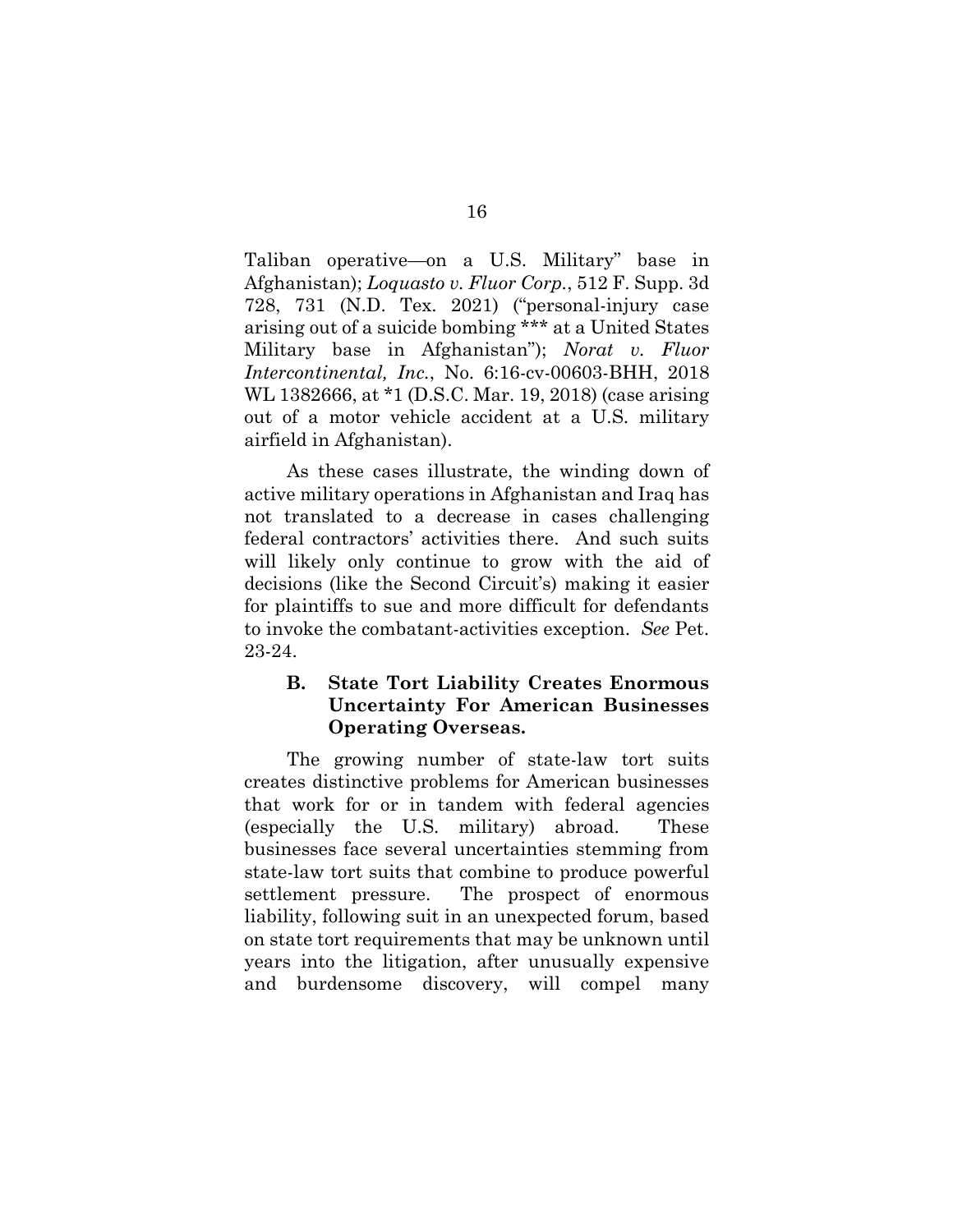Taliban operative—on a U.S. Military" base in Afghanistan); *Loquasto v. Fluor Corp.*, 512 F. Supp. 3d 728, 731 (N.D. Tex. 2021) ("personal-injury case arising out of a suicide bombing *** at a United States Military base in Afghanistan"); *Norat v. Fluor Intercontinental, Inc.*, No. 6:16-cv-00603-BHH, 2018 WL 1382666, at *1 (D.S.C. Mar. 19, 2018) (case arising out of a motor vehicle accident at a U.S. military airfield in Afghanistan).

As these cases illustrate, the winding down of active military operations in Afghanistan and Iraq has not translated to a decrease in cases challenging federal contractors' activities there. And such suits will likely only continue to grow with the aid of decisions (like the Second Circuit's) making it easier for plaintiffs to sue and more difficult for defendants to invoke the combatant-activities exception. *See* Pet. 23-24.

### B. State Tort Liability Creates Enormous Uncertainty For American Businesses Operating Overseas.

The growing number of state-law tort suits creates distinctive problems for American businesses that work for or in tandem with federal agencies (especially the U.S. military) abroad. These businesses face several uncertainties stemming from state-law tort suits that combine to produce powerful settlement pressure. The prospect of enormous liability, following suit in an unexpected forum, based on state tort requirements that may be unknown until years into the litigation, after unusually expensive and burdensome discovery, will compel many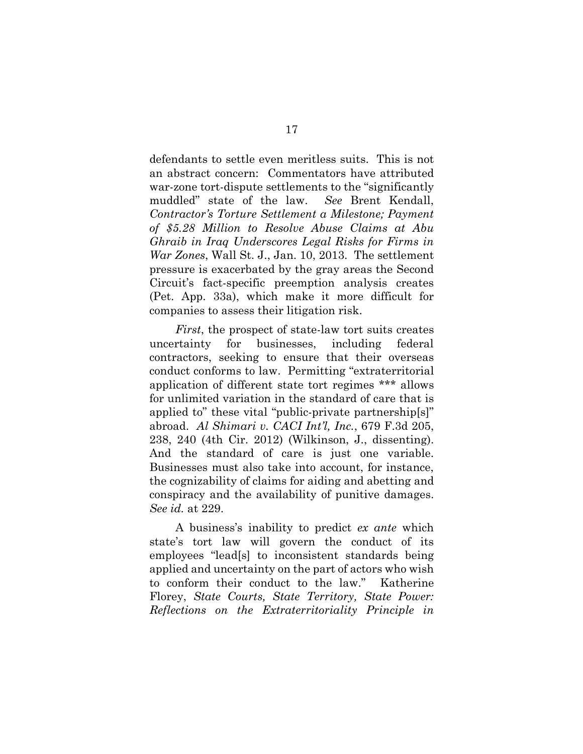defendants to settle even meritless suits. This is not an abstract concern: Commentators have attributed war-zone tort-dispute settlements to the "significantly muddled" state of the law. *See* Brent Kendall, *Contractor's Torture Settlement a Milestone; Payment of $5.28 Million to Resolve Abuse Claims at Abu Ghraib in Iraq Underscores Legal Risks for Firms in War Zones*, Wall St. J., Jan. 10, 2013. The settlement pressure is exacerbated by the gray areas the Second Circuit's fact-specific preemption analysis creates (Pet. App. 33a), which make it more difficult for companies to assess their litigation risk.

*First*, the prospect of state-law tort suits creates uncertainty for businesses, including federal contractors, seeking to ensure that their overseas conduct conforms to law. Permitting "extraterritorial application of different state tort regimes *** allows for unlimited variation in the standard of care that is applied to" these vital "public-private partnership[s]" abroad. *Al Shimari v. CACI Int'l, Inc.*, 679 F.3d 205, 238, 240 (4th Cir. 2012) (Wilkinson, J., dissenting). And the standard of care is just one variable. Businesses must also take into account, for instance, the cognizability of claims for aiding and abetting and conspiracy and the availability of punitive damages. *See id.* at 229.

A business's inability to predict *ex ante* which state's tort law will govern the conduct of its employees "lead[s] to inconsistent standards being applied and uncertainty on the part of actors who wish to conform their conduct to the law." Katherine Florey, *State Courts, State Territory, State Power: Reflections on the Extraterritoriality Principle in*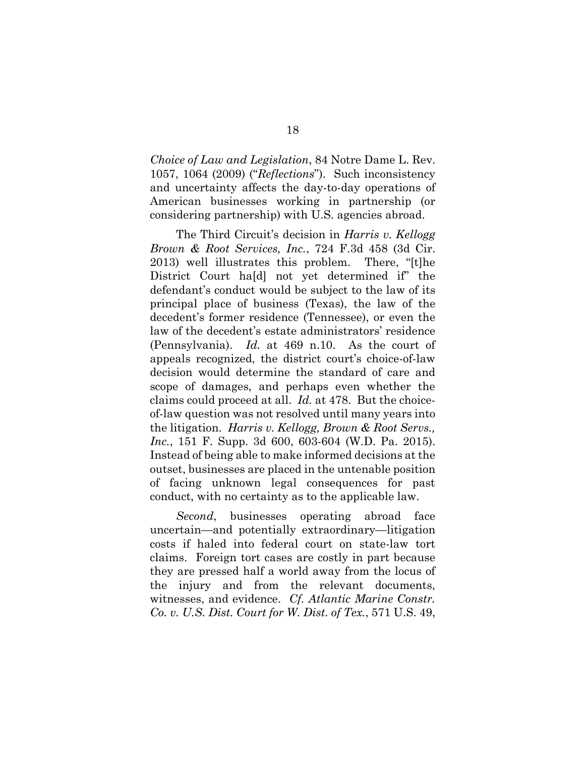*Choice of Law and Legislation*, 84 Notre Dame L. Rev. 1057, 1064 (2009) ("*Reflections*"). Such inconsistency and uncertainty affects the day-to-day operations of American businesses working in partnership (or considering partnership) with U.S. agencies abroad.

The Third Circuit's decision in *Harris v. Kellogg Brown & Root Services, Inc.*, 724 F.3d 458 (3d Cir. 2013) well illustrates this problem. There, "[t]he District Court ha[d] not yet determined if" the defendant's conduct would be subject to the law of its principal place of business (Texas), the law of the decedent's former residence (Tennessee), or even the law of the decedent's estate administrators' residence (Pennsylvania). *Id.* at 469 n.10. As the court of appeals recognized, the district court's choice-of-law decision would determine the standard of care and scope of damages, and perhaps even whether the claims could proceed at all. *Id.* at 478. But the choice-of-law question was not resolved until many years into the litigation. *Harris v. Kellogg, Brown & Root Servs., Inc.*, 151 F. Supp. 3d 600, 603-604 (W.D. Pa. 2015). Instead of being able to make informed decisions at the outset, businesses are placed in the untenable position of facing unknown legal consequences for past conduct, with no certainty as to the applicable law.

*Second*, businesses operating abroad face uncertain—and potentially extraordinary—litigation costs if haled into federal court on state-law tort claims. Foreign tort cases are costly in part because they are pressed half a world away from the locus of the injury and from the relevant documents, witnesses, and evidence. *Cf. Atlantic Marine Constr. Co. v. U.S. Dist. Court for W. Dist. of Tex.*, 571 U.S. 49,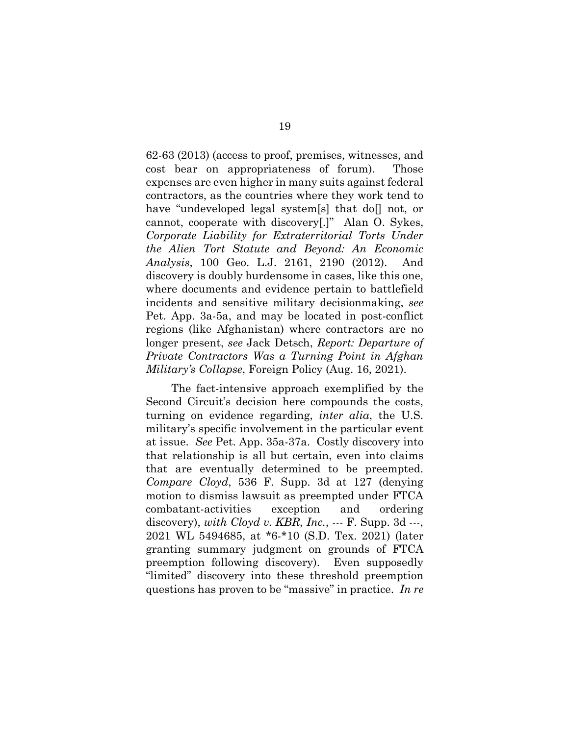62-63 (2013) (access to proof, premises, witnesses, and cost bear on appropriateness of forum). Those expenses are even higher in many suits against federal contractors, as the countries where they work tend to have "undeveloped legal system[s] that do[] not, or cannot, cooperate with discovery[.]" Alan O. Sykes, *Corporate Liability for Extraterritorial Torts Under the Alien Tort Statute and Beyond: An Economic Analysis*, 100 Geo. L.J. 2161, 2190 (2012). And discovery is doubly burdensome in cases, like this one, where documents and evidence pertain to battlefield incidents and sensitive military decisionmaking, *see* Pet. App. 3a-5a, and may be located in post-conflict regions (like Afghanistan) where contractors are no longer present, *see* Jack Detsch, *Report: Departure of Private Contractors Was a Turning Point in Afghan Military's Collapse*, Foreign Policy (Aug. 16, 2021).

The fact-intensive approach exemplified by the Second Circuit's decision here compounds the costs, turning on evidence regarding, *inter alia*, the U.S. military's specific involvement in the particular event at issue. *See* Pet. App. 35a-37a. Costly discovery into that relationship is all but certain, even into claims that are eventually determined to be preempted. *Compare Cloyd*, 536 F. Supp. 3d at 127 (denying motion to dismiss lawsuit as preempted under FTCA combatant-activities exception and ordering discovery), *with Cloyd v. KBR, Inc.*, --- F. Supp. 3d ---, 2021 WL 5494685, at *6-*10 (S.D. Tex. 2021) (later granting summary judgment on grounds of FTCA preemption following discovery). Even supposedly "limited" discovery into these threshold preemption questions has proven to be "massive" in practice. *In re*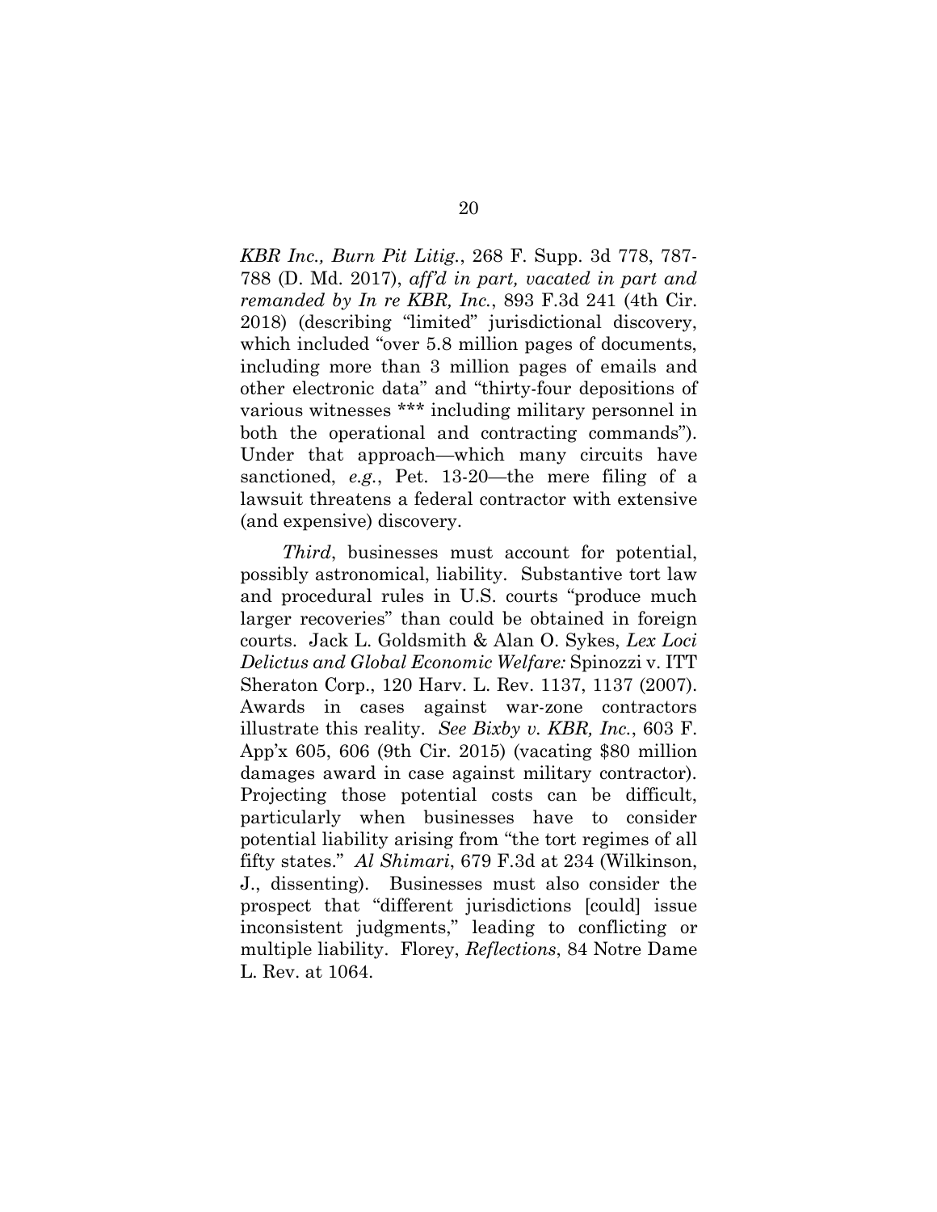*KBR Inc., Burn Pit Litig.*, 268 F. Supp. 3d 778, 787-788 (D. Md. 2017), *aff'd in part, vacated in part and remanded by In re KBR, Inc.*, 893 F.3d 241 (4th Cir. 2018) (describing "limited" jurisdictional discovery, which included "over 5.8 million pages of documents, including more than 3 million pages of emails and other electronic data" and "thirty-four depositions of various witnesses *** including military personnel in both the operational and contracting commands"). Under that approach—which many circuits have sanctioned, *e.g.*, Pet. 13-20—the mere filing of a lawsuit threatens a federal contractor with extensive (and expensive) discovery.

*Third*, businesses must account for potential, possibly astronomical, liability. Substantive tort law and procedural rules in U.S. courts "produce much larger recoveries" than could be obtained in foreign courts. Jack L. Goldsmith & Alan O. Sykes, *Lex Loci Delictus and Global Economic Welfare:* Spinozzi v. ITT Sheraton Corp., 120 Harv. L. Rev. 1137, 1137 (2007). Awards in cases against war-zone contractors illustrate this reality. *See Bixby v. KBR, Inc.*, 603 F. App'x 605, 606 (9th Cir. 2015) (vacating $80 million damages award in case against military contractor). Projecting those potential costs can be difficult, particularly when businesses have to consider potential liability arising from "the tort regimes of all fifty states." *Al Shimari*, 679 F.3d at 234 (Wilkinson, J., dissenting). Businesses must also consider the prospect that "different jurisdictions [could] issue inconsistent judgments," leading to conflicting or multiple liability. Florey, *Reflections*, 84 Notre Dame L. Rev. at 1064.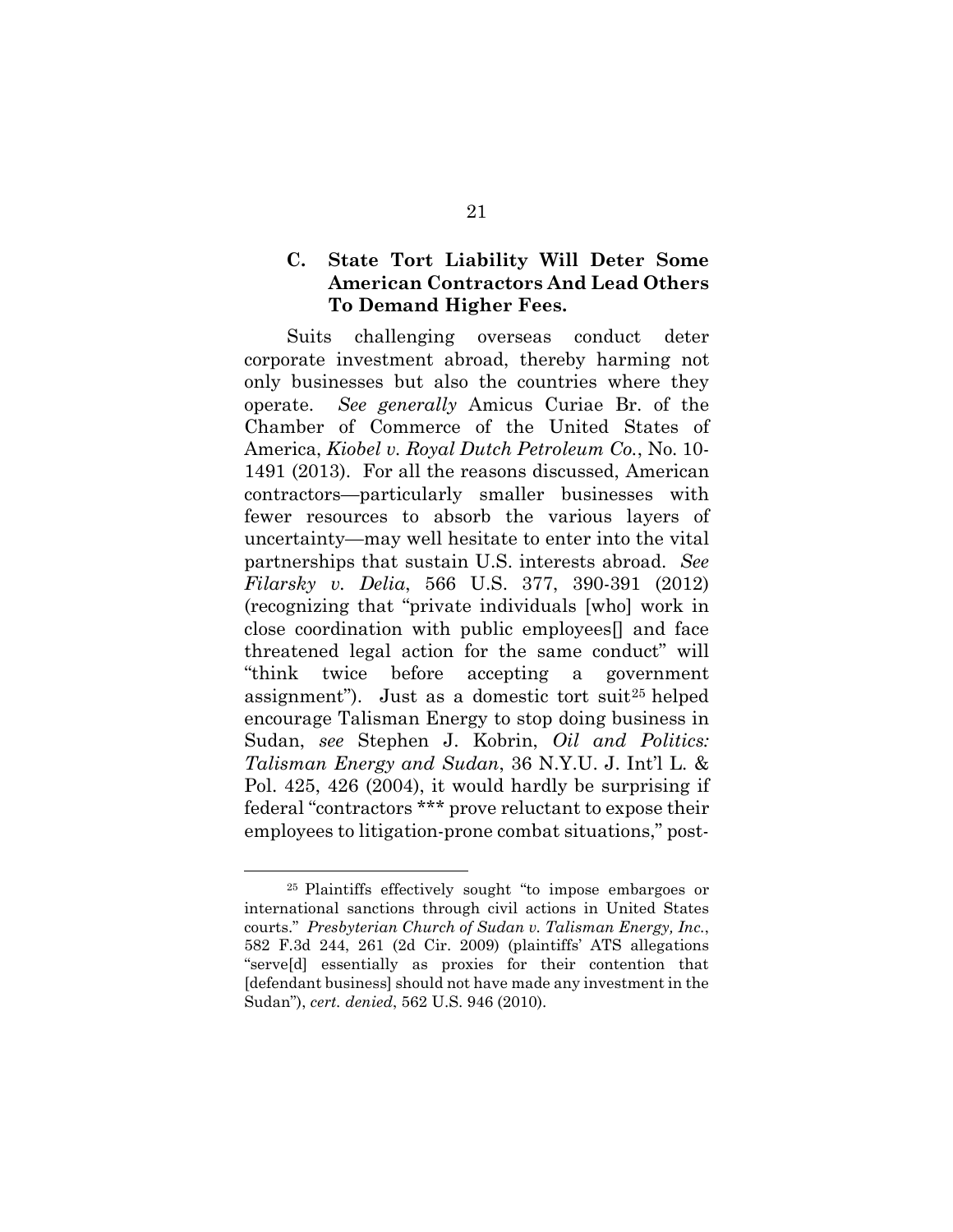### C. State Tort Liability Will Deter Some American Contractors And Lead Others To Demand Higher Fees.

Suits challenging overseas conduct deter corporate investment abroad, thereby harming not only businesses but also the countries where they operate. *See generally* Amicus Curiae Br. of the Chamber of Commerce of the United States of America, *Kiobel v. Royal Dutch Petroleum Co.*, No. 10-1491 (2013). For all the reasons discussed, American contractors—particularly smaller businesses with fewer resources to absorb the various layers of uncertainty—may well hesitate to enter into the vital partnerships that sustain U.S. interests abroad. *See Filarsky v. Delia*, 566 U.S. 377, 390-391 (2012) (recognizing that "private individuals [who] work in close coordination with public employees[] and face threatened legal action for the same conduct" will "think twice before accepting a government assignment"). Just as a domestic tort suit[25] helped encourage Talisman Energy to stop doing business in Sudan, *see* Stephen J. Kobrin, *Oil and Politics: Talisman Energy and Sudan*, 36 N.Y.U. J. Int'l L. & Pol. 425, 426 (2004), it would hardly be surprising if federal "contractors *** prove reluctant to expose their employees to litigation-prone combat situations," post-

---

[25] Plaintiffs effectively sought "to impose embargoes or international sanctions through civil actions in United States courts." *Presbyterian Church of Sudan v. Talisman Energy, Inc.*, 582 F.3d 244, 261 (2d Cir. 2009) (plaintiffs' ATS allegations "serve[d] essentially as proxies for their contention that [defendant business] should not have made any investment in the Sudan"), *cert. denied*, 562 U.S. 946 (2010).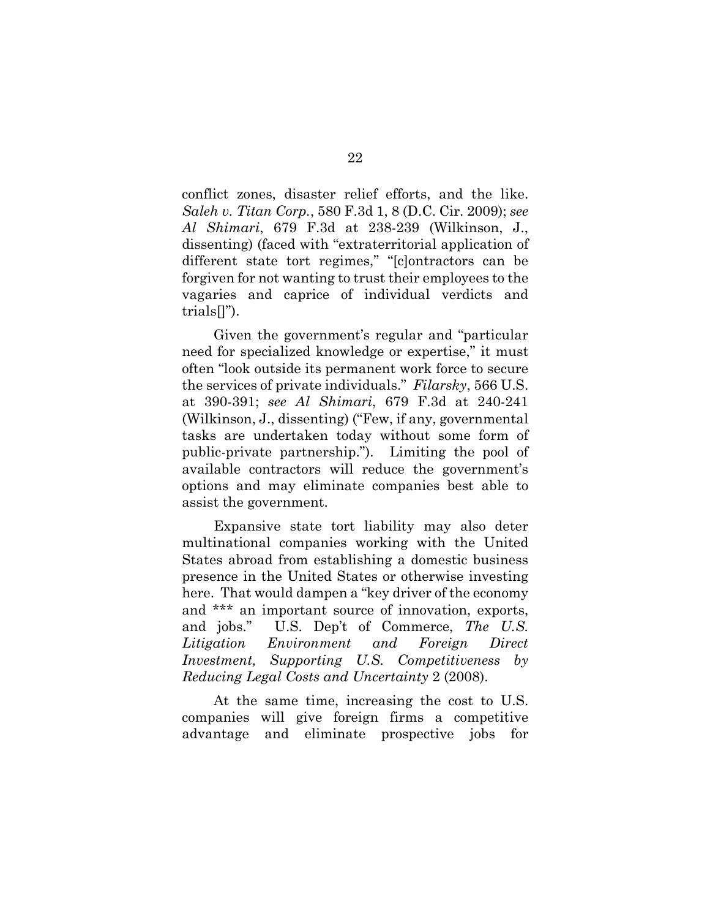conflict zones, disaster relief efforts, and the like. *Saleh v. Titan Corp.*, 580 F.3d 1, 8 (D.C. Cir. 2009); *see Al Shimari*, 679 F.3d at 238-239 (Wilkinson, J., dissenting) (faced with "extraterritorial application of different state tort regimes," "[c]ontractors can be forgiven for not wanting to trust their employees to the vagaries and caprice of individual verdicts and trials[]").

Given the government's regular and "particular need for specialized knowledge or expertise," it must often "look outside its permanent work force to secure the services of private individuals." *Filarsky*, 566 U.S. at 390-391; *see Al Shimari*, 679 F.3d at 240-241 (Wilkinson, J., dissenting) ("Few, if any, governmental tasks are undertaken today without some form of public-private partnership."). Limiting the pool of available contractors will reduce the government's options and may eliminate companies best able to assist the government.

Expansive state tort liability may also deter multinational companies working with the United States abroad from establishing a domestic business presence in the United States or otherwise investing here. That would dampen a "key driver of the economy and *** an important source of innovation, exports, and jobs." U.S. Dep't of Commerce, *The U.S. Litigation Environment and Foreign Direct Investment, Supporting U.S. Competitiveness by Reducing Legal Costs and Uncertainty* 2 (2008).

At the same time, increasing the cost to U.S. companies will give foreign firms a competitive advantage and eliminate prospective jobs for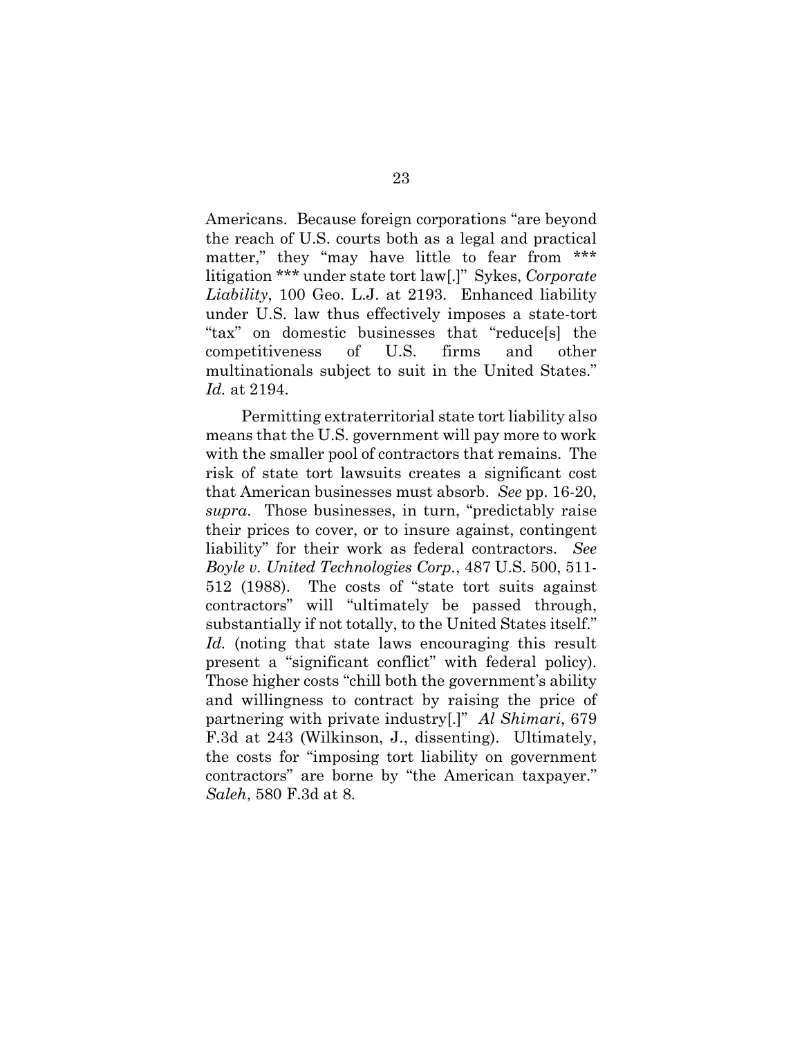Americans. Because foreign corporations "are beyond the reach of U.S. courts both as a legal and practical matter," they "may have little to fear from *** litigation *** under state tort law[.]" Sykes, *Corporate Liability*, 100 Geo. L.J. at 2193. Enhanced liability under U.S. law thus effectively imposes a state-tort "tax" on domestic businesses that "reduce[s] the competitiveness of U.S. firms and other multinationals subject to suit in the United States." *Id.* at 2194.

Permitting extraterritorial state tort liability also means that the U.S. government will pay more to work with the smaller pool of contractors that remains. The risk of state tort lawsuits creates a significant cost that American businesses must absorb. *See* pp. 16-20, *supra*. Those businesses, in turn, "predictably raise their prices to cover, or to insure against, contingent liability" for their work as federal contractors. *See Boyle v. United Technologies Corp.*, 487 U.S. 500, 511-512 (1988). The costs of "state tort suits against contractors" will "ultimately be passed through, substantially if not totally, to the United States itself." *Id.* (noting that state laws encouraging this result present a "significant conflict" with federal policy). Those higher costs "chill both the government's ability and willingness to contract by raising the price of partnering with private industry[.]" *Al Shimari*, 679 F.3d at 243 (Wilkinson, J., dissenting). Ultimately, the costs for "imposing tort liability on government contractors" are borne by "the American taxpayer." *Saleh*, 580 F.3d at 8.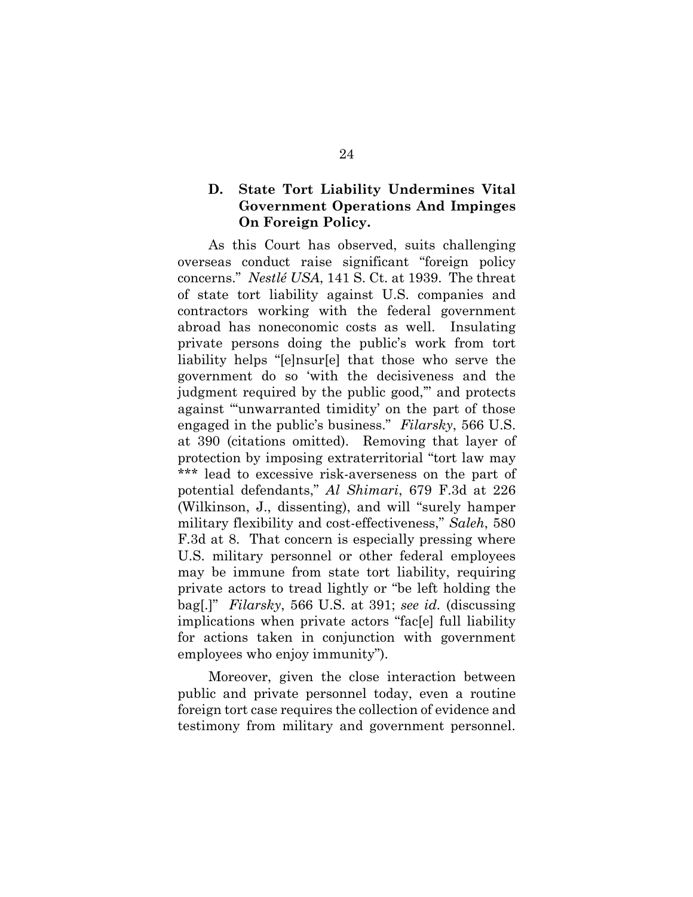### D. State Tort Liability Undermines Vital Government Operations And Impinges On Foreign Policy.

As this Court has observed, suits challenging overseas conduct raise significant "foreign policy concerns." *Nestlé USA*, 141 S. Ct. at 1939. The threat of state tort liability against U.S. companies and contractors working with the federal government abroad has noneconomic costs as well. Insulating private persons doing the public's work from tort liability helps "[e]nsur[e] that those who serve the government do so 'with the decisiveness and the judgment required by the public good,'" and protects against "'unwarranted timidity' on the part of those engaged in the public's business." *Filarsky*, 566 U.S. at 390 (citations omitted). Removing that layer of protection by imposing extraterritorial "tort law may *** lead to excessive risk-averseness on the part of potential defendants," *Al Shimari*, 679 F.3d at 226 (Wilkinson, J., dissenting), and will "surely hamper military flexibility and cost-effectiveness," *Saleh*, 580 F.3d at 8. That concern is especially pressing where U.S. military personnel or other federal employees may be immune from state tort liability, requiring private actors to tread lightly or "be left holding the bag[.]" *Filarsky*, 566 U.S. at 391; *see id.* (discussing implications when private actors "fac[e] full liability for actions taken in conjunction with government employees who enjoy immunity").

Moreover, given the close interaction between public and private personnel today, even a routine foreign tort case requires the collection of evidence and testimony from military and government personnel.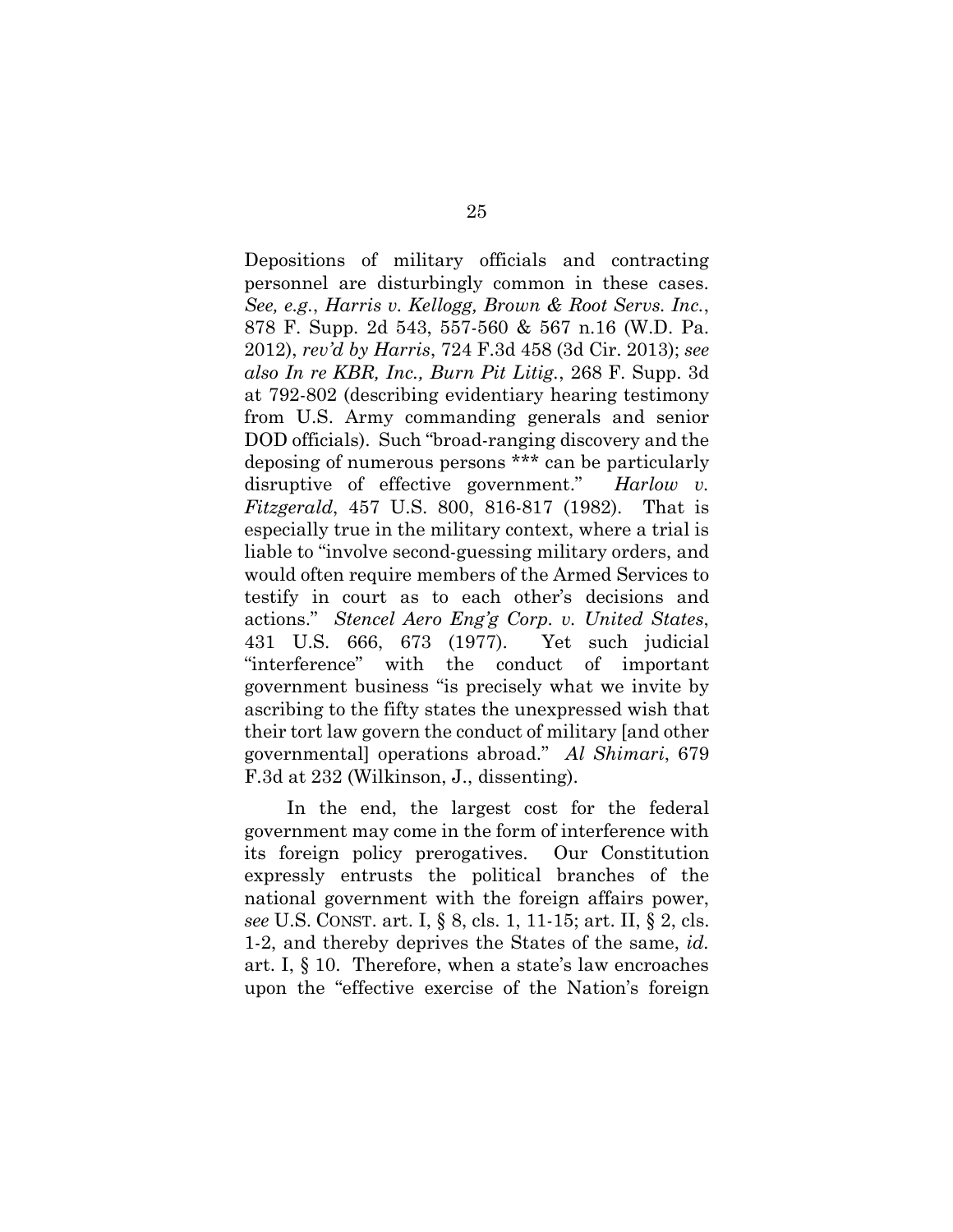Depositions of military officials and contracting personnel are disturbingly common in these cases. *See, e.g.*, *Harris v. Kellogg, Brown & Root Servs. Inc.*, 878 F. Supp. 2d 543, 557-560 & 567 n.16 (W.D. Pa. 2012), *rev'd by Harris*, 724 F.3d 458 (3d Cir. 2013); *see also In re KBR, Inc., Burn Pit Litig.*, 268 F. Supp. 3d at 792-802 (describing evidentiary hearing testimony from U.S. Army commanding generals and senior DOD officials). Such "broad-ranging discovery and the deposing of numerous persons *** can be particularly disruptive of effective government." *Harlow v. Fitzgerald*, 457 U.S. 800, 816-817 (1982). That is especially true in the military context, where a trial is liable to "involve second-guessing military orders, and would often require members of the Armed Services to testify in court as to each other's decisions and actions." *Stencel Aero Eng'g Corp. v. United States*, 431 U.S. 666, 673 (1977). Yet such judicial "interference" with the conduct of important government business "is precisely what we invite by ascribing to the fifty states the unexpressed wish that their tort law govern the conduct of military [and other governmental] operations abroad." *Al Shimari*, 679 F.3d at 232 (Wilkinson, J., dissenting).

In the end, the largest cost for the federal government may come in the form of interference with its foreign policy prerogatives. Our Constitution expressly entrusts the political branches of the national government with the foreign affairs power, *see* U.S. CONST. art. I, § 8, cls. 1, 11-15; art. II, § 2, cls. 1-2, and thereby deprives the States of the same, *id.* art. I, § 10. Therefore, when a state's law encroaches upon the "effective exercise of the Nation's foreign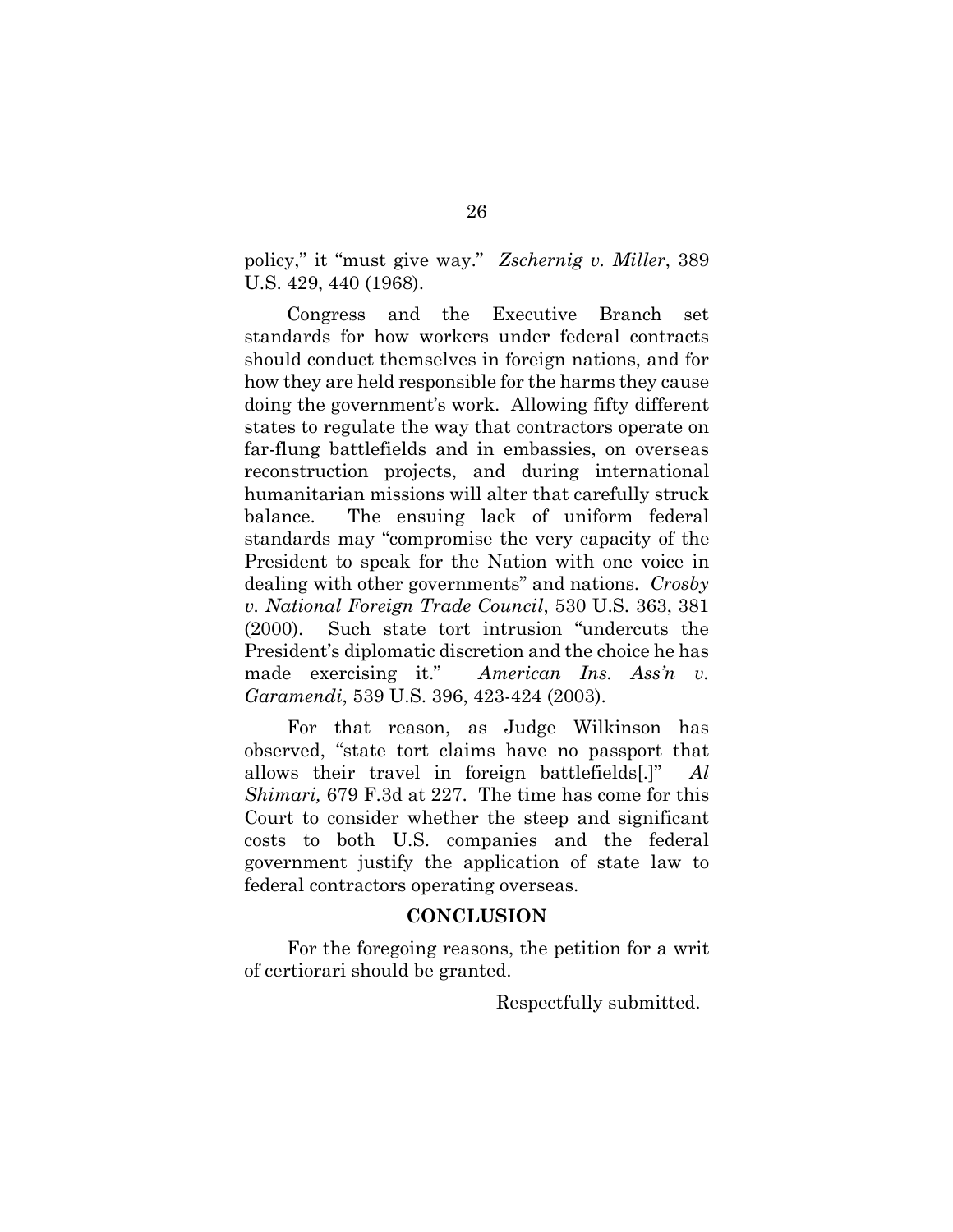policy," it "must give way." *Zschernig v. Miller*, 389 U.S. 429, 440 (1968).

Congress and the Executive Branch set standards for how workers under federal contracts should conduct themselves in foreign nations, and for how they are held responsible for the harms they cause doing the government's work. Allowing fifty different states to regulate the way that contractors operate on far-flung battlefields and in embassies, on overseas reconstruction projects, and during international humanitarian missions will alter that carefully struck balance. The ensuing lack of uniform federal standards may "compromise the very capacity of the President to speak for the Nation with one voice in dealing with other governments" and nations. *Crosby v. National Foreign Trade Council*, 530 U.S. 363, 381 (2000). Such state tort intrusion "undercuts the President's diplomatic discretion and the choice he has made exercising it." *American Ins. Ass'n v. Garamendi*, 539 U.S. 396, 423-424 (2003).

For that reason, as Judge Wilkinson has observed, "state tort claims have no passport that allows their travel in foreign battlefields[.]" *Al Shimari,* 679 F.3d at 227. The time has come for this Court to consider whether the steep and significant costs to both U.S. companies and the federal government justify the application of state law to federal contractors operating overseas.

## CONCLUSION

For the foregoing reasons, the petition for a writ of certiorari should be granted.

Respectfully submitted.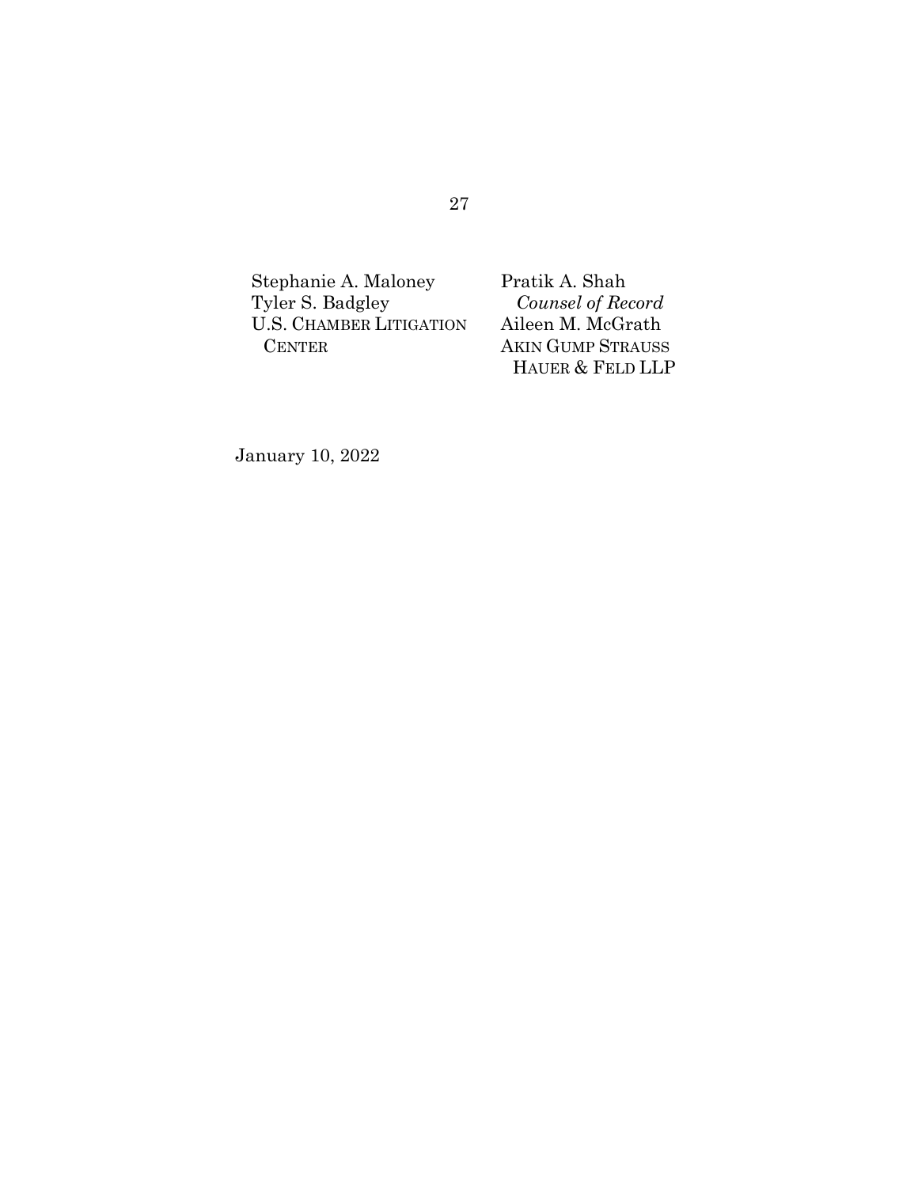Stephanie A. Maloney
Tyler S. Badgley
U.S. CHAMBER LITIGATION CENTER

Pratik A. Shah
*Counsel of Record*
Aileen M. McGrath
AKIN GUMP STRAUSS HAUER & FELD LLP

January 10, 2022